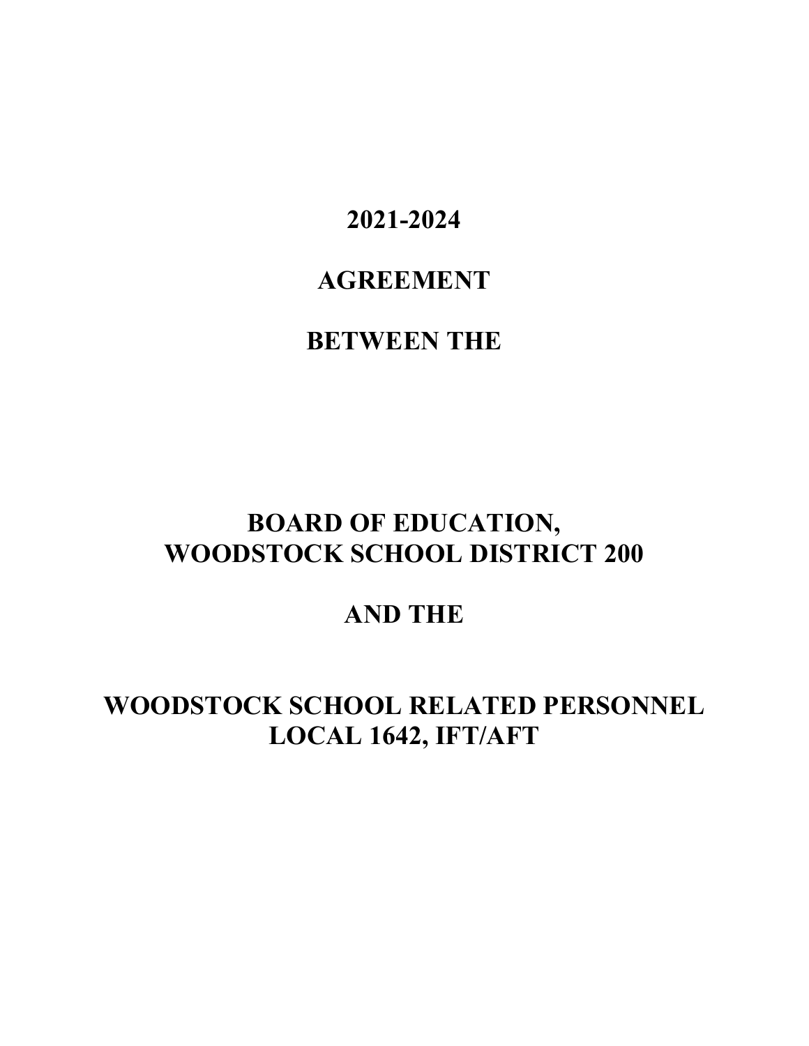# 2021-2024

# AGREEMENT

# BETWEEN THE

# BOARD OF EDUCATION, WOODSTOCK SCHOOL DISTRICT 200

# AND THE

# WOODSTOCK SCHOOL RELATED PERSONNEL LOCAL 1642, IFT/AFT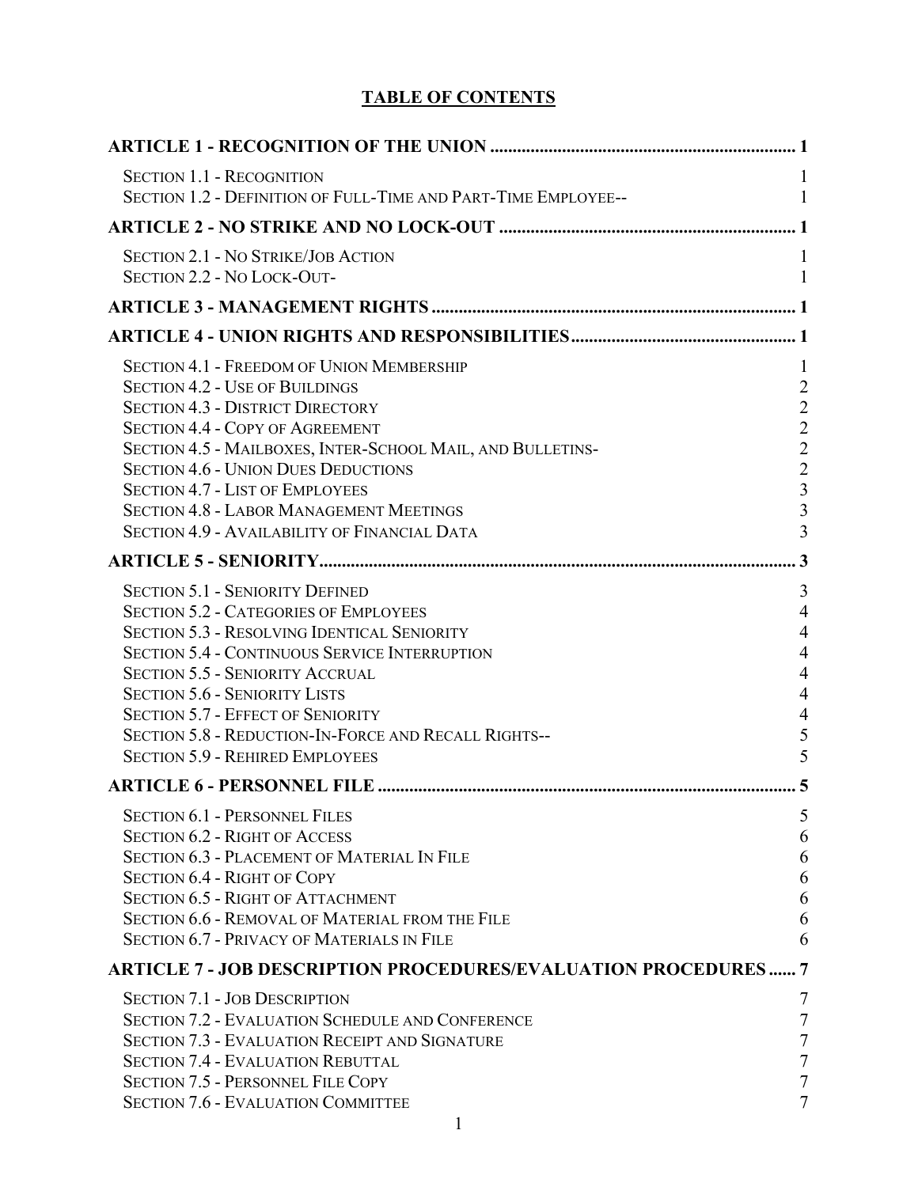# TABLE OF CONTENTS

**ARTICLE 1 - RECOGNITION OF THE UNION .................................................................... 1**

Section 1.1 - Recognition 1
Section 1.2 - Definition of Full-Time and Part-Time Employee-- 1

**ARTICLE 2 - NO STRIKE AND NO LOCK-OUT .................................................................. 1**

Section 2.1 - No Strike/Job Action 1
Section 2.2 - No Lock-Out- 1

**ARTICLE 3 - MANAGEMENT RIGHTS ................................................................................. 1**

**ARTICLE 4 - UNION RIGHTS AND RESPONSIBILITIES.................................................. 1**

Section 4.1 - Freedom of Union Membership 1
Section 4.2 - Use of Buildings 2
Section 4.3 - District Directory 2
Section 4.4 - Copy of Agreement 2
Section 4.5 - Mailboxes, Inter-School Mail, and Bulletins- 2
Section 4.6 - Union Dues Deductions 2
Section 4.7 - List of Employees 3
Section 4.8 - Labor Management Meetings 3
Section 4.9 - Availability of Financial Data 3

**ARTICLE 5 - SENIORITY.......................................................................................................... 3**

Section 5.1 - Seniority Defined 3
Section 5.2 - Categories of Employees 4
Section 5.3 - Resolving Identical Seniority 4
Section 5.4 - Continuous Service Interruption 4
Section 5.5 - Seniority Accrual 4
Section 5.6 - Seniority Lists 4
Section 5.7 - Effect of Seniority 4
Section 5.8 - Reduction-In-Force and Recall Rights-- 5
Section 5.9 - Rehired Employees 5

**ARTICLE 6 - PERSONNEL FILE ............................................................................................ 5**

Section 6.1 - Personnel Files 5
Section 6.2 - Right of Access 6
Section 6.3 - Placement of Material In File 6
Section 6.4 - Right of Copy 6
Section 6.5 - Right of Attachment 6
Section 6.6 - Removal of Material from the File 6
Section 6.7 - Privacy of Materials in File 6

**ARTICLE 7 - JOB DESCRIPTION PROCEDURES/EVALUATION PROCEDURES ...... 7**

Section 7.1 - Job Description 7
Section 7.2 - Evaluation Schedule and Conference 7
Section 7.3 - Evaluation Receipt and Signature 7
Section 7.4 - Evaluation Rebuttal 7
Section 7.5 - Personnel File Copy 7
Section 7.6 - Evaluation Committee 7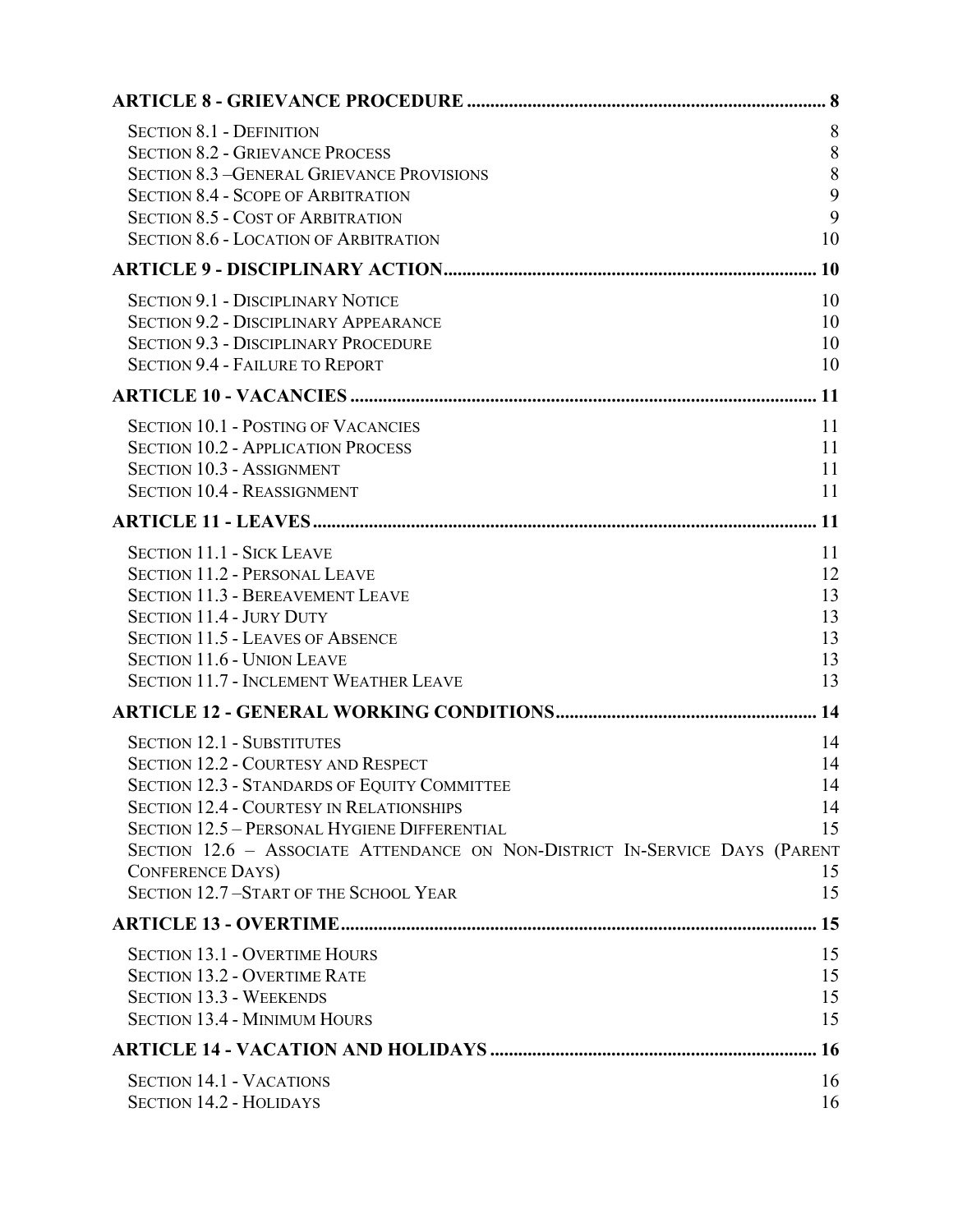**ARTICLE 8 - GRIEVANCE PROCEDURE .......... 8**

SECTION 8.1 - DEFINITION 8
SECTION 8.2 - GRIEVANCE PROCESS 8
SECTION 8.3 –GENERAL GRIEVANCE PROVISIONS 8
SECTION 8.4 - SCOPE OF ARBITRATION 9
SECTION 8.5 - COST OF ARBITRATION 9
SECTION 8.6 - LOCATION OF ARBITRATION 10

**ARTICLE 9 - DISCIPLINARY ACTION.......... 10**

SECTION 9.1 - DISCIPLINARY NOTICE 10
SECTION 9.2 - DISCIPLINARY APPEARANCE 10
SECTION 9.3 - DISCIPLINARY PROCEDURE 10
SECTION 9.4 - FAILURE TO REPORT 10

**ARTICLE 10 - VACANCIES .......... 11**

SECTION 10.1 - POSTING OF VACANCIES 11
SECTION 10.2 - APPLICATION PROCESS 11
SECTION 10.3 - ASSIGNMENT 11
SECTION 10.4 - REASSIGNMENT 11

**ARTICLE 11 - LEAVES .......... 11**

SECTION 11.1 - SICK LEAVE 11
SECTION 11.2 - PERSONAL LEAVE 12
SECTION 11.3 - BEREAVEMENT LEAVE 13
SECTION 11.4 - JURY DUTY 13
SECTION 11.5 - LEAVES OF ABSENCE 13
SECTION 11.6 - UNION LEAVE 13
SECTION 11.7 - INCLEMENT WEATHER LEAVE 13

**ARTICLE 12 - GENERAL WORKING CONDITIONS .......... 14**

SECTION 12.1 - SUBSTITUTES 14
SECTION 12.2 - COURTESY AND RESPECT 14
SECTION 12.3 - STANDARDS OF EQUITY COMMITTEE 14
SECTION 12.4 - COURTESY IN RELATIONSHIPS 14
SECTION 12.5 – PERSONAL HYGIENE DIFFERENTIAL 15
SECTION 12.6 – ASSOCIATE ATTENDANCE ON NON-DISTRICT IN-SERVICE DAYS (PARENT CONFERENCE DAYS) 15
SECTION 12.7 –START OF THE SCHOOL YEAR 15

**ARTICLE 13 - OVERTIME .......... 15**

SECTION 13.1 - OVERTIME HOURS 15
SECTION 13.2 - OVERTIME RATE 15
SECTION 13.3 - WEEKENDS 15
SECTION 13.4 - MINIMUM HOURS 15

**ARTICLE 14 - VACATION AND HOLIDAYS .......... 16**

SECTION 14.1 - VACATIONS 16
SECTION 14.2 - HOLIDAYS 16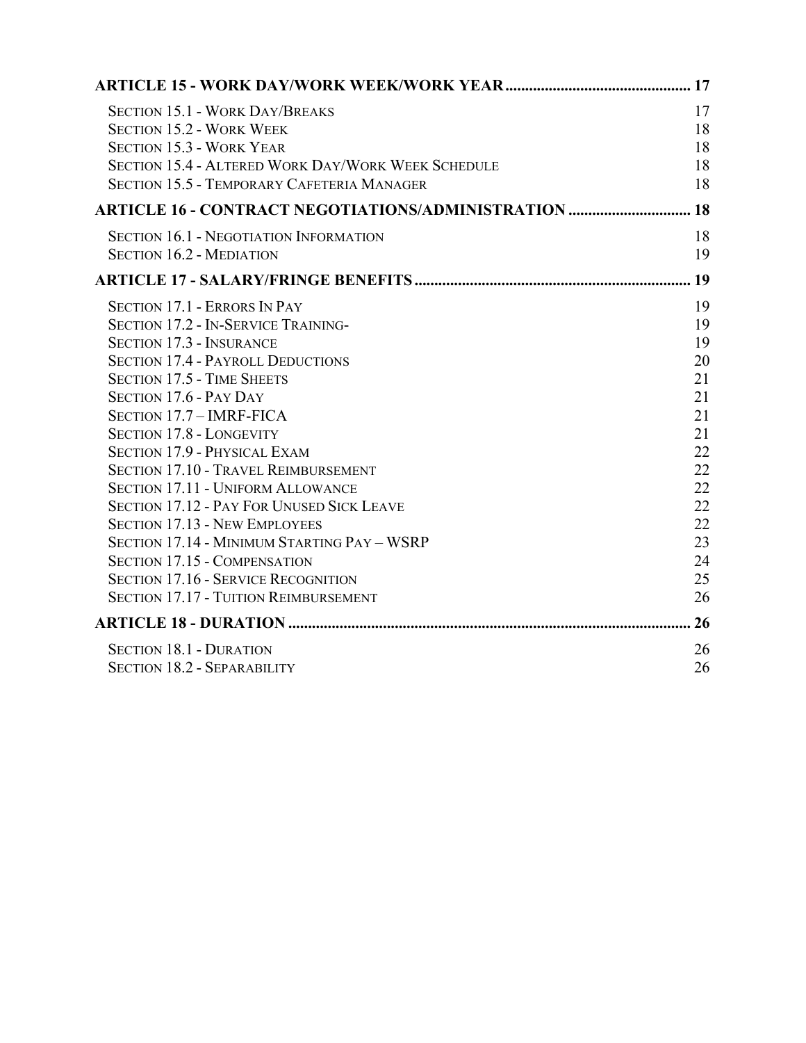| | |
|---|---|
| **ARTICLE 15 - WORK DAY/WORK WEEK/WORK YEAR** | **17** |
| SECTION 15.1 - WORK DAY/BREAKS | 17 |
| SECTION 15.2 - WORK WEEK | 18 |
| SECTION 15.3 - WORK YEAR | 18 |
| SECTION 15.4 - ALTERED WORK DAY/WORK WEEK SCHEDULE | 18 |
| SECTION 15.5 - TEMPORARY CAFETERIA MANAGER | 18 |
| **ARTICLE 16 - CONTRACT NEGOTIATIONS/ADMINISTRATION** | **18** |
| SECTION 16.1 - NEGOTIATION INFORMATION | 18 |
| SECTION 16.2 - MEDIATION | 19 |
| **ARTICLE 17 - SALARY/FRINGE BENEFITS** | **19** |
| SECTION 17.1 - ERRORS IN PAY | 19 |
| SECTION 17.2 - IN-SERVICE TRAINING- | 19 |
| SECTION 17.3 - INSURANCE | 19 |
| SECTION 17.4 - PAYROLL DEDUCTIONS | 20 |
| SECTION 17.5 - TIME SHEETS | 21 |
| SECTION 17.6 - PAY DAY | 21 |
| SECTION 17.7 – IMRF-FICA | 21 |
| SECTION 17.8 - LONGEVITY | 21 |
| SECTION 17.9 - PHYSICAL EXAM | 22 |
| SECTION 17.10 - TRAVEL REIMBURSEMENT | 22 |
| SECTION 17.11 - UNIFORM ALLOWANCE | 22 |
| SECTION 17.12 - PAY FOR UNUSED SICK LEAVE | 22 |
| SECTION 17.13 - NEW EMPLOYEES | 22 |
| SECTION 17.14 - MINIMUM STARTING PAY – WSRP | 23 |
| SECTION 17.15 - COMPENSATION | 24 |
| SECTION 17.16 - SERVICE RECOGNITION | 25 |
| SECTION 17.17 - TUITION REIMBURSEMENT | 26 |
| **ARTICLE 18 - DURATION** | **26** |
| SECTION 18.1 - DURATION | 26 |
| SECTION 18.2 - SEPARABILITY | 26 |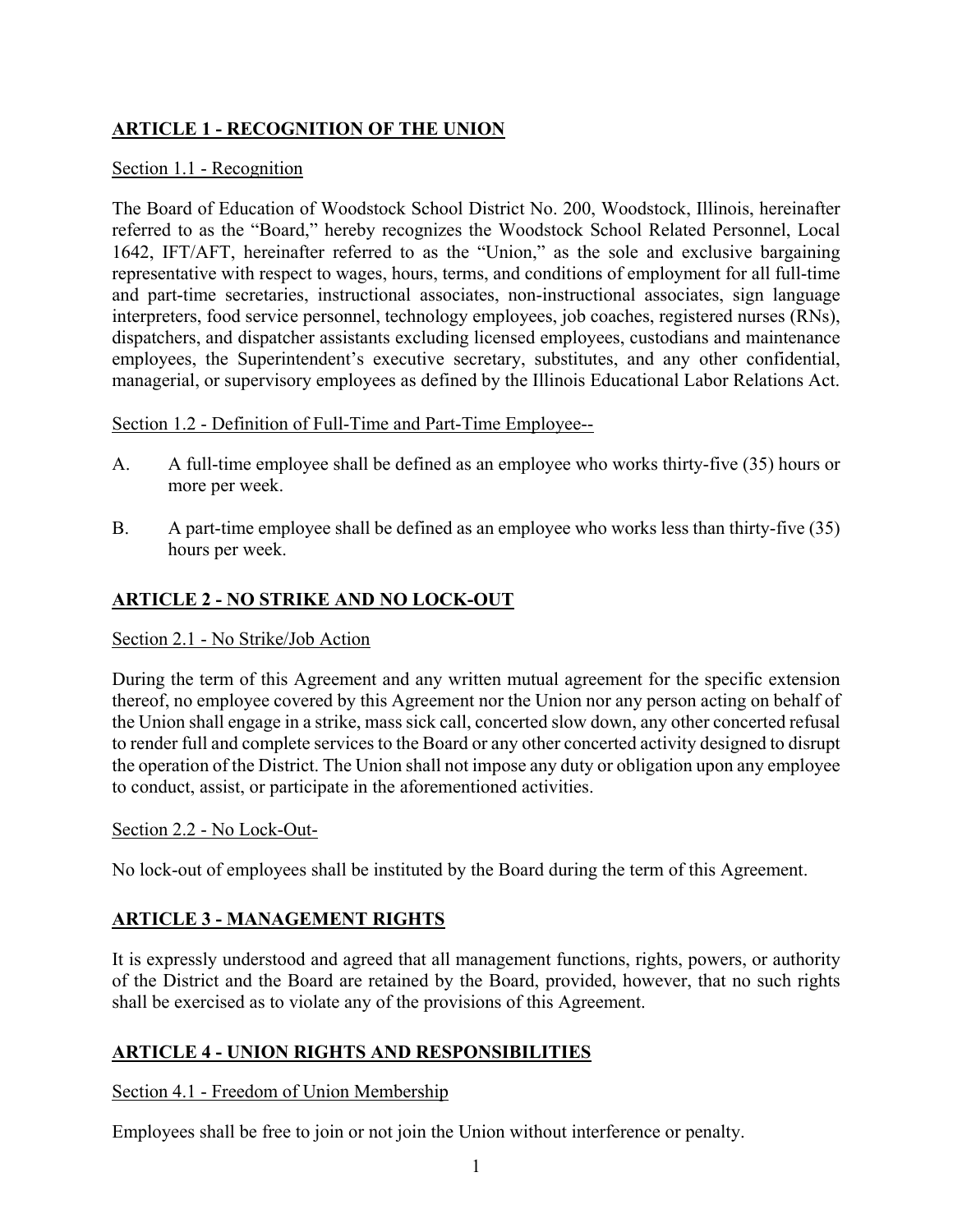## ARTICLE 1 - RECOGNITION OF THE UNION

Section 1.1 - Recognition

The Board of Education of Woodstock School District No. 200, Woodstock, Illinois, hereinafter referred to as the "Board," hereby recognizes the Woodstock School Related Personnel, Local 1642, IFT/AFT, hereinafter referred to as the "Union," as the sole and exclusive bargaining representative with respect to wages, hours, terms, and conditions of employment for all full-time and part-time secretaries, instructional associates, non-instructional associates, sign language interpreters, food service personnel, technology employees, job coaches, registered nurses (RNs), dispatchers, and dispatcher assistants excluding licensed employees, custodians and maintenance employees, the Superintendent's executive secretary, substitutes, and any other confidential, managerial, or supervisory employees as defined by the Illinois Educational Labor Relations Act.

Section 1.2 - Definition of Full-Time and Part-Time Employee--

A. A full-time employee shall be defined as an employee who works thirty-five (35) hours or more per week.

B. A part-time employee shall be defined as an employee who works less than thirty-five (35) hours per week.

## ARTICLE 2 - NO STRIKE AND NO LOCK-OUT

Section 2.1 - No Strike/Job Action

During the term of this Agreement and any written mutual agreement for the specific extension thereof, no employee covered by this Agreement nor the Union nor any person acting on behalf of the Union shall engage in a strike, mass sick call, concerted slow down, any other concerted refusal to render full and complete services to the Board or any other concerted activity designed to disrupt the operation of the District. The Union shall not impose any duty or obligation upon any employee to conduct, assist, or participate in the aforementioned activities.

Section 2.2 - No Lock-Out-

No lock-out of employees shall be instituted by the Board during the term of this Agreement.

## ARTICLE 3 - MANAGEMENT RIGHTS

It is expressly understood and agreed that all management functions, rights, powers, or authority of the District and the Board are retained by the Board, provided, however, that no such rights shall be exercised as to violate any of the provisions of this Agreement.

## ARTICLE 4 - UNION RIGHTS AND RESPONSIBILITIES

Section 4.1 - Freedom of Union Membership

Employees shall be free to join or not join the Union without interference or penalty.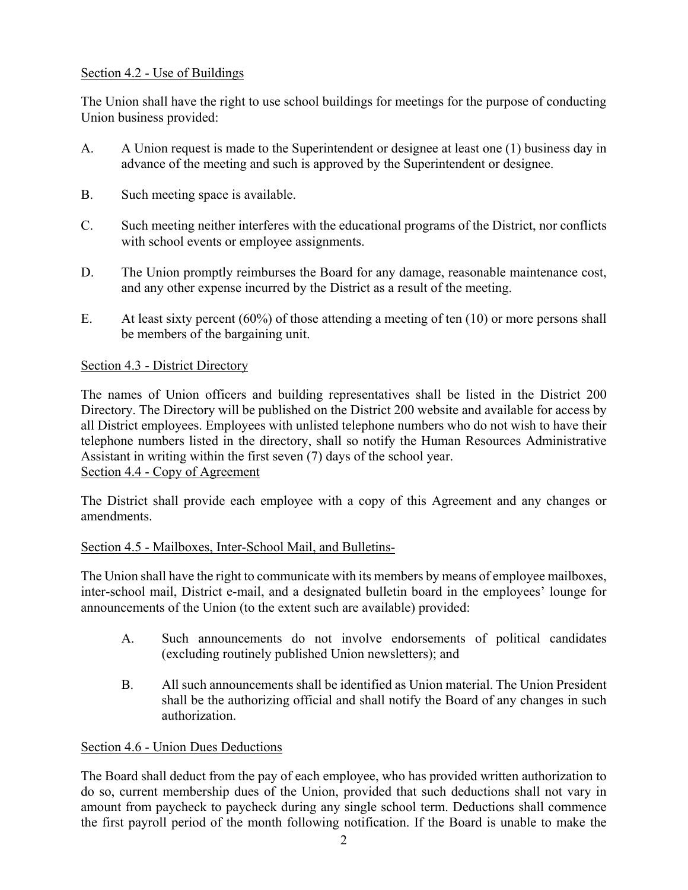Section 4.2 - Use of Buildings

The Union shall have the right to use school buildings for meetings for the purpose of conducting Union business provided:

A. A Union request is made to the Superintendent or designee at least one (1) business day in advance of the meeting and such is approved by the Superintendent or designee.

B. Such meeting space is available.

C. Such meeting neither interferes with the educational programs of the District, nor conflicts with school events or employee assignments.

D. The Union promptly reimburses the Board for any damage, reasonable maintenance cost, and any other expense incurred by the District as a result of the meeting.

E. At least sixty percent (60%) of those attending a meeting of ten (10) or more persons shall be members of the bargaining unit.

Section 4.3 - District Directory

The names of Union officers and building representatives shall be listed in the District 200 Directory. The Directory will be published on the District 200 website and available for access by all District employees. Employees with unlisted telephone numbers who do not wish to have their telephone numbers listed in the directory, shall so notify the Human Resources Administrative Assistant in writing within the first seven (7) days of the school year.

Section 4.4 - Copy of Agreement

The District shall provide each employee with a copy of this Agreement and any changes or amendments.

Section 4.5 - Mailboxes, Inter-School Mail, and Bulletins-

The Union shall have the right to communicate with its members by means of employee mailboxes, inter-school mail, District e-mail, and a designated bulletin board in the employees' lounge for announcements of the Union (to the extent such are available) provided:

A. Such announcements do not involve endorsements of political candidates (excluding routinely published Union newsletters); and

B. All such announcements shall be identified as Union material. The Union President shall be the authorizing official and shall notify the Board of any changes in such authorization.

Section 4.6 - Union Dues Deductions

The Board shall deduct from the pay of each employee, who has provided written authorization to do so, current membership dues of the Union, provided that such deductions shall not vary in amount from paycheck to paycheck during any single school term. Deductions shall commence the first payroll period of the month following notification. If the Board is unable to make the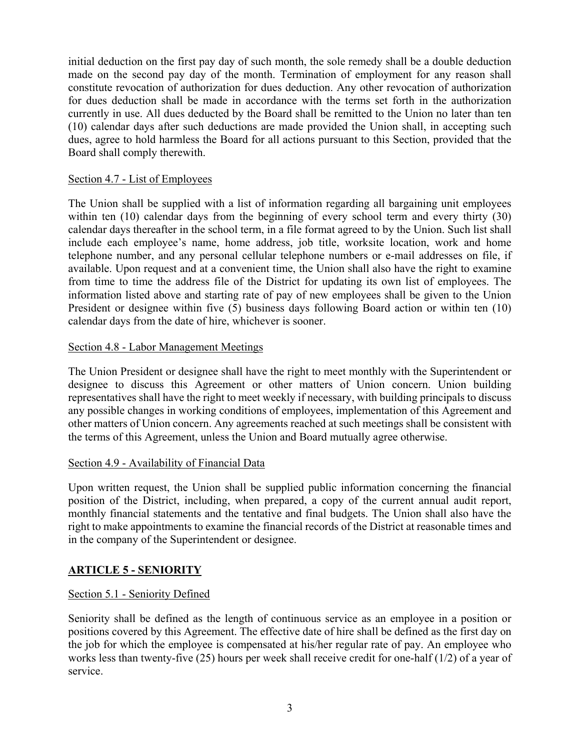initial deduction on the first pay day of such month, the sole remedy shall be a double deduction made on the second pay day of the month. Termination of employment for any reason shall constitute revocation of authorization for dues deduction. Any other revocation of authorization for dues deduction shall be made in accordance with the terms set forth in the authorization currently in use. All dues deducted by the Board shall be remitted to the Union no later than ten (10) calendar days after such deductions are made provided the Union shall, in accepting such dues, agree to hold harmless the Board for all actions pursuant to this Section, provided that the Board shall comply therewith.

Section 4.7 - List of Employees

The Union shall be supplied with a list of information regarding all bargaining unit employees within ten (10) calendar days from the beginning of every school term and every thirty (30) calendar days thereafter in the school term, in a file format agreed to by the Union. Such list shall include each employee's name, home address, job title, worksite location, work and home telephone number, and any personal cellular telephone numbers or e-mail addresses on file, if available. Upon request and at a convenient time, the Union shall also have the right to examine from time to time the address file of the District for updating its own list of employees. The information listed above and starting rate of pay of new employees shall be given to the Union President or designee within five (5) business days following Board action or within ten (10) calendar days from the date of hire, whichever is sooner.

Section 4.8 - Labor Management Meetings

The Union President or designee shall have the right to meet monthly with the Superintendent or designee to discuss this Agreement or other matters of Union concern. Union building representatives shall have the right to meet weekly if necessary, with building principals to discuss any possible changes in working conditions of employees, implementation of this Agreement and other matters of Union concern. Any agreements reached at such meetings shall be consistent with the terms of this Agreement, unless the Union and Board mutually agree otherwise.

Section 4.9 - Availability of Financial Data

Upon written request, the Union shall be supplied public information concerning the financial position of the District, including, when prepared, a copy of the current annual audit report, monthly financial statements and the tentative and final budgets. The Union shall also have the right to make appointments to examine the financial records of the District at reasonable times and in the company of the Superintendent or designee.

## ARTICLE 5 - SENIORITY

Section 5.1 - Seniority Defined

Seniority shall be defined as the length of continuous service as an employee in a position or positions covered by this Agreement. The effective date of hire shall be defined as the first day on the job for which the employee is compensated at his/her regular rate of pay. An employee who works less than twenty-five (25) hours per week shall receive credit for one-half (1/2) of a year of service.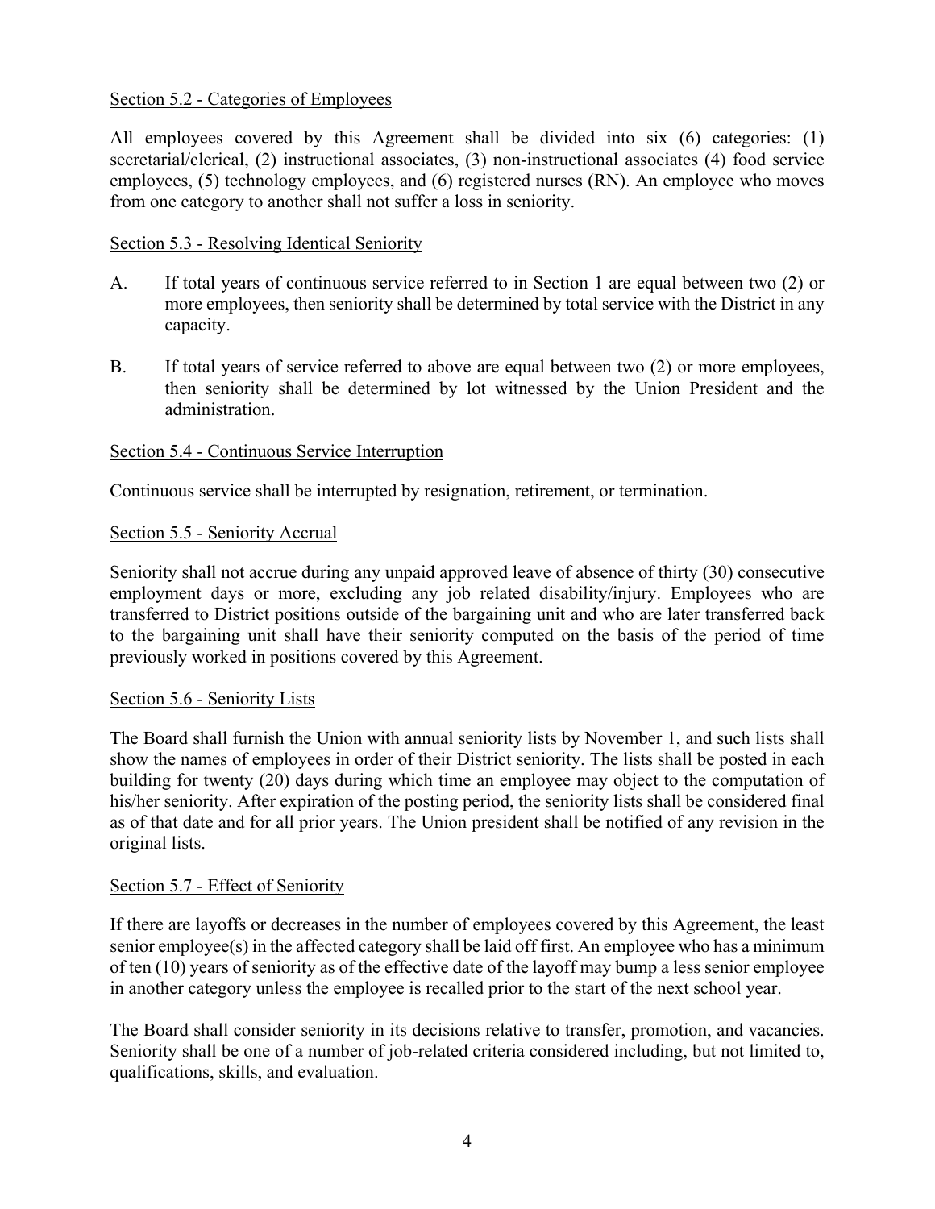Section 5.2 - Categories of Employees

All employees covered by this Agreement shall be divided into six (6) categories: (1) secretarial/clerical, (2) instructional associates, (3) non-instructional associates (4) food service employees, (5) technology employees, and (6) registered nurses (RN). An employee who moves from one category to another shall not suffer a loss in seniority.

Section 5.3 - Resolving Identical Seniority

A. If total years of continuous service referred to in Section 1 are equal between two (2) or more employees, then seniority shall be determined by total service with the District in any capacity.

B. If total years of service referred to above are equal between two (2) or more employees, then seniority shall be determined by lot witnessed by the Union President and the administration.

Section 5.4 - Continuous Service Interruption

Continuous service shall be interrupted by resignation, retirement, or termination.

Section 5.5 - Seniority Accrual

Seniority shall not accrue during any unpaid approved leave of absence of thirty (30) consecutive employment days or more, excluding any job related disability/injury. Employees who are transferred to District positions outside of the bargaining unit and who are later transferred back to the bargaining unit shall have their seniority computed on the basis of the period of time previously worked in positions covered by this Agreement.

Section 5.6 - Seniority Lists

The Board shall furnish the Union with annual seniority lists by November 1, and such lists shall show the names of employees in order of their District seniority. The lists shall be posted in each building for twenty (20) days during which time an employee may object to the computation of his/her seniority. After expiration of the posting period, the seniority lists shall be considered final as of that date and for all prior years. The Union president shall be notified of any revision in the original lists.

Section 5.7 - Effect of Seniority

If there are layoffs or decreases in the number of employees covered by this Agreement, the least senior employee(s) in the affected category shall be laid off first. An employee who has a minimum of ten (10) years of seniority as of the effective date of the layoff may bump a less senior employee in another category unless the employee is recalled prior to the start of the next school year.

The Board shall consider seniority in its decisions relative to transfer, promotion, and vacancies. Seniority shall be one of a number of job-related criteria considered including, but not limited to, qualifications, skills, and evaluation.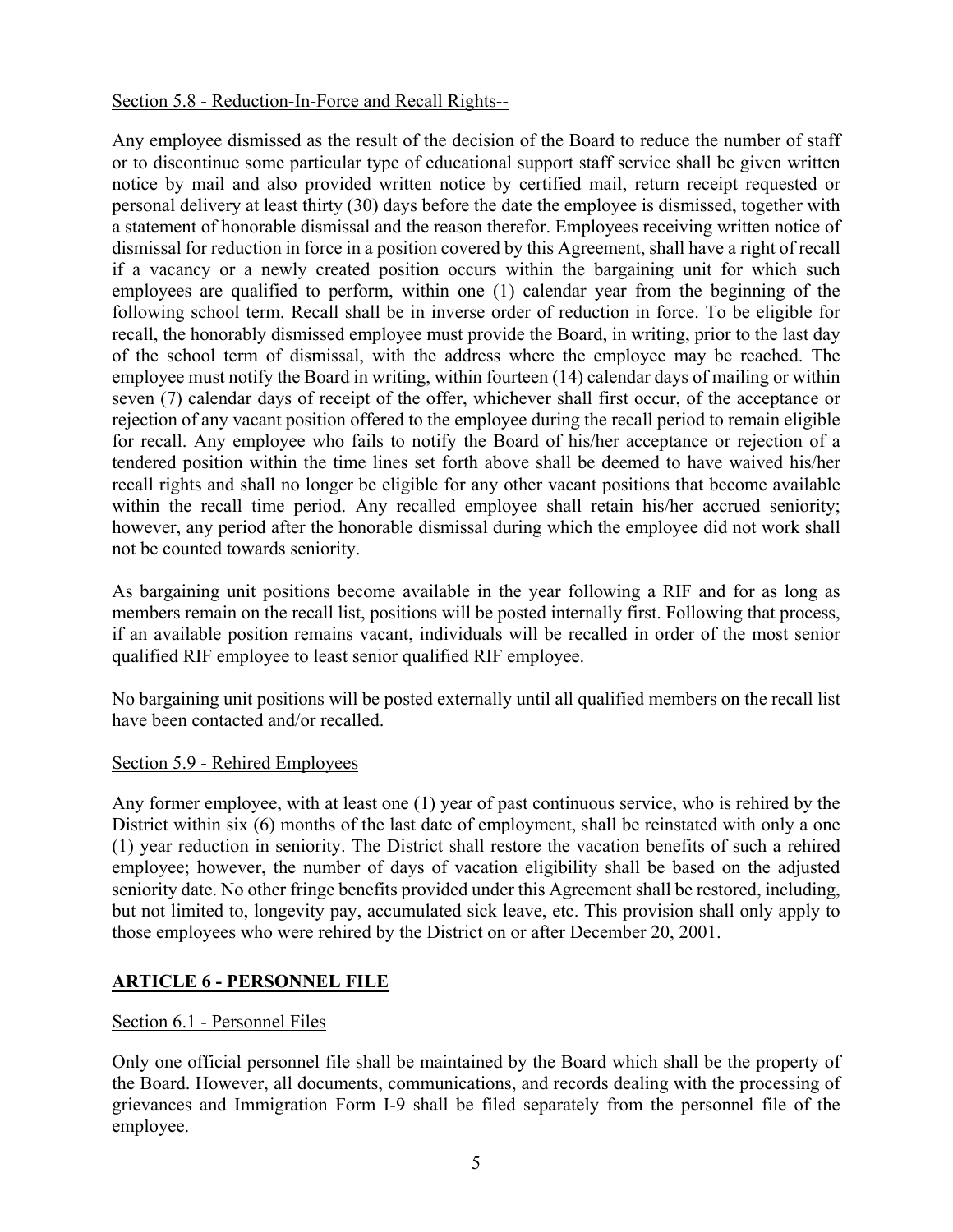Section 5.8 - Reduction-In-Force and Recall Rights--

Any employee dismissed as the result of the decision of the Board to reduce the number of staff or to discontinue some particular type of educational support staff service shall be given written notice by mail and also provided written notice by certified mail, return receipt requested or personal delivery at least thirty (30) days before the date the employee is dismissed, together with a statement of honorable dismissal and the reason therefor. Employees receiving written notice of dismissal for reduction in force in a position covered by this Agreement, shall have a right of recall if a vacancy or a newly created position occurs within the bargaining unit for which such employees are qualified to perform, within one (1) calendar year from the beginning of the following school term. Recall shall be in inverse order of reduction in force. To be eligible for recall, the honorably dismissed employee must provide the Board, in writing, prior to the last day of the school term of dismissal, with the address where the employee may be reached. The employee must notify the Board in writing, within fourteen (14) calendar days of mailing or within seven (7) calendar days of receipt of the offer, whichever shall first occur, of the acceptance or rejection of any vacant position offered to the employee during the recall period to remain eligible for recall. Any employee who fails to notify the Board of his/her acceptance or rejection of a tendered position within the time lines set forth above shall be deemed to have waived his/her recall rights and shall no longer be eligible for any other vacant positions that become available within the recall time period. Any recalled employee shall retain his/her accrued seniority; however, any period after the honorable dismissal during which the employee did not work shall not be counted towards seniority.

As bargaining unit positions become available in the year following a RIF and for as long as members remain on the recall list, positions will be posted internally first. Following that process, if an available position remains vacant, individuals will be recalled in order of the most senior qualified RIF employee to least senior qualified RIF employee.

No bargaining unit positions will be posted externally until all qualified members on the recall list have been contacted and/or recalled.

Section 5.9 - Rehired Employees

Any former employee, with at least one (1) year of past continuous service, who is rehired by the District within six (6) months of the last date of employment, shall be reinstated with only a one (1) year reduction in seniority. The District shall restore the vacation benefits of such a rehired employee; however, the number of days of vacation eligibility shall be based on the adjusted seniority date. No other fringe benefits provided under this Agreement shall be restored, including, but not limited to, longevity pay, accumulated sick leave, etc. This provision shall only apply to those employees who were rehired by the District on or after December 20, 2001.

## ARTICLE 6 - PERSONNEL FILE

Section 6.1 - Personnel Files

Only one official personnel file shall be maintained by the Board which shall be the property of the Board. However, all documents, communications, and records dealing with the processing of grievances and Immigration Form I-9 shall be filed separately from the personnel file of the employee.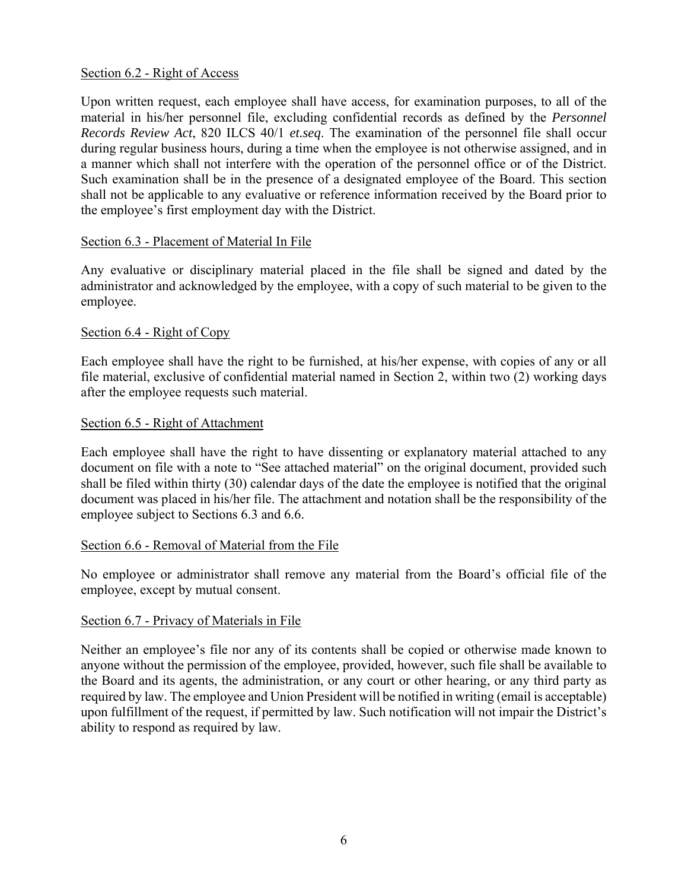Section 6.2 - Right of Access

Upon written request, each employee shall have access, for examination purposes, to all of the material in his/her personnel file, excluding confidential records as defined by the *Personnel Records Review Act*, 820 ILCS 40/1 *et.seq*. The examination of the personnel file shall occur during regular business hours, during a time when the employee is not otherwise assigned, and in a manner which shall not interfere with the operation of the personnel office or of the District. Such examination shall be in the presence of a designated employee of the Board. This section shall not be applicable to any evaluative or reference information received by the Board prior to the employee's first employment day with the District.

Section 6.3 - Placement of Material In File

Any evaluative or disciplinary material placed in the file shall be signed and dated by the administrator and acknowledged by the employee, with a copy of such material to be given to the employee.

Section 6.4 - Right of Copy

Each employee shall have the right to be furnished, at his/her expense, with copies of any or all file material, exclusive of confidential material named in Section 2, within two (2) working days after the employee requests such material.

Section 6.5 - Right of Attachment

Each employee shall have the right to have dissenting or explanatory material attached to any document on file with a note to "See attached material" on the original document, provided such shall be filed within thirty (30) calendar days of the date the employee is notified that the original document was placed in his/her file. The attachment and notation shall be the responsibility of the employee subject to Sections 6.3 and 6.6.

Section 6.6 - Removal of Material from the File

No employee or administrator shall remove any material from the Board's official file of the employee, except by mutual consent.

Section 6.7 - Privacy of Materials in File

Neither an employee's file nor any of its contents shall be copied or otherwise made known to anyone without the permission of the employee, provided, however, such file shall be available to the Board and its agents, the administration, or any court or other hearing, or any third party as required by law. The employee and Union President will be notified in writing (email is acceptable) upon fulfillment of the request, if permitted by law. Such notification will not impair the District's ability to respond as required by law.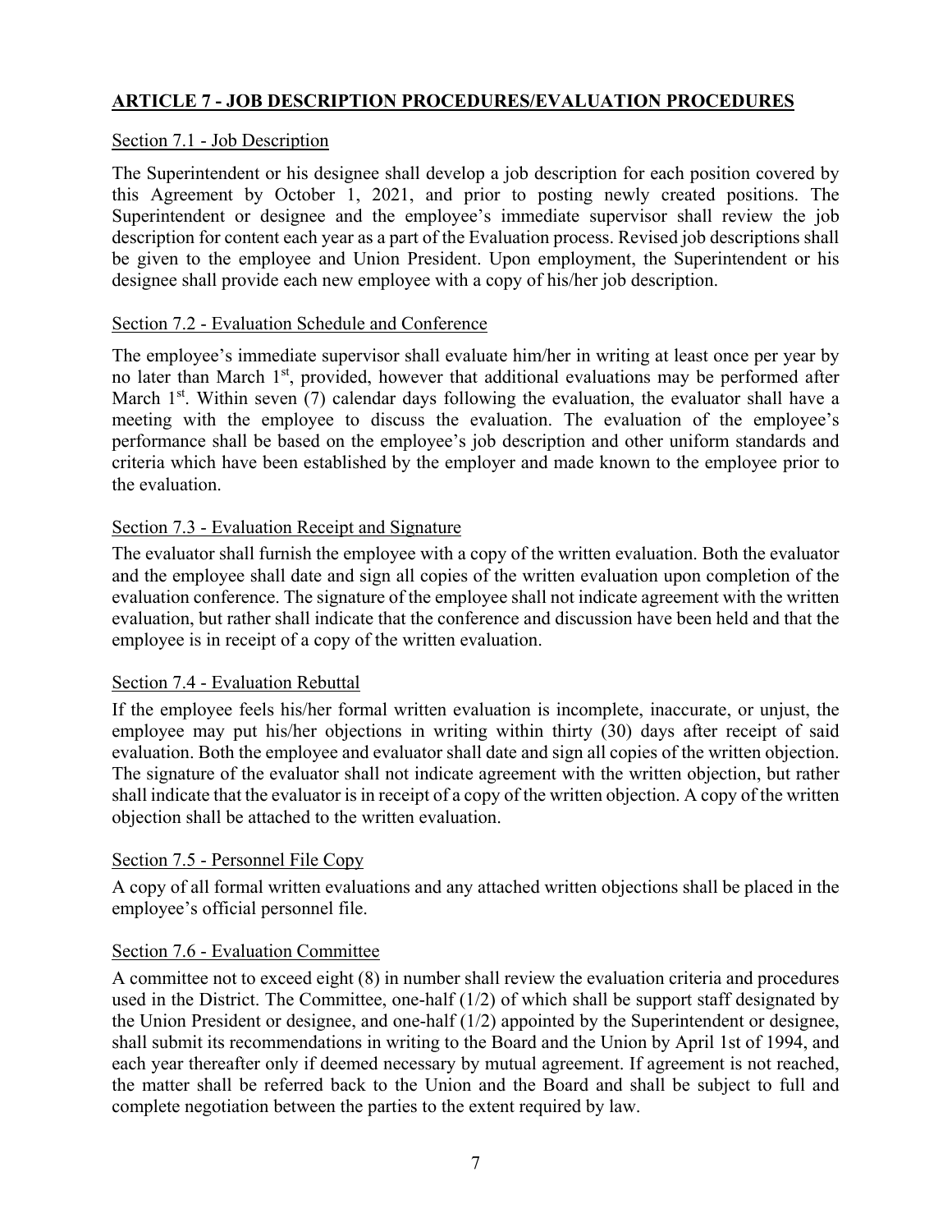## ARTICLE 7 - JOB DESCRIPTION PROCEDURES/EVALUATION PROCEDURES

### Section 7.1 - Job Description

The Superintendent or his designee shall develop a job description for each position covered by this Agreement by October 1, 2021, and prior to posting newly created positions. The Superintendent or designee and the employee's immediate supervisor shall review the job description for content each year as a part of the Evaluation process. Revised job descriptions shall be given to the employee and Union President. Upon employment, the Superintendent or his designee shall provide each new employee with a copy of his/her job description.

### Section 7.2 - Evaluation Schedule and Conference

The employee's immediate supervisor shall evaluate him/her in writing at least once per year by no later than March 1st, provided, however that additional evaluations may be performed after March 1st. Within seven (7) calendar days following the evaluation, the evaluator shall have a meeting with the employee to discuss the evaluation. The evaluation of the employee's performance shall be based on the employee's job description and other uniform standards and criteria which have been established by the employer and made known to the employee prior to the evaluation.

### Section 7.3 - Evaluation Receipt and Signature

The evaluator shall furnish the employee with a copy of the written evaluation. Both the evaluator and the employee shall date and sign all copies of the written evaluation upon completion of the evaluation conference. The signature of the employee shall not indicate agreement with the written evaluation, but rather shall indicate that the conference and discussion have been held and that the employee is in receipt of a copy of the written evaluation.

### Section 7.4 - Evaluation Rebuttal

If the employee feels his/her formal written evaluation is incomplete, inaccurate, or unjust, the employee may put his/her objections in writing within thirty (30) days after receipt of said evaluation. Both the employee and evaluator shall date and sign all copies of the written objection. The signature of the evaluator shall not indicate agreement with the written objection, but rather shall indicate that the evaluator is in receipt of a copy of the written objection. A copy of the written objection shall be attached to the written evaluation.

### Section 7.5 - Personnel File Copy

A copy of all formal written evaluations and any attached written objections shall be placed in the employee's official personnel file.

### Section 7.6 - Evaluation Committee

A committee not to exceed eight (8) in number shall review the evaluation criteria and procedures used in the District. The Committee, one-half (1/2) of which shall be support staff designated by the Union President or designee, and one-half (1/2) appointed by the Superintendent or designee, shall submit its recommendations in writing to the Board and the Union by April 1st of 1994, and each year thereafter only if deemed necessary by mutual agreement. If agreement is not reached, the matter shall be referred back to the Union and the Board and shall be subject to full and complete negotiation between the parties to the extent required by law.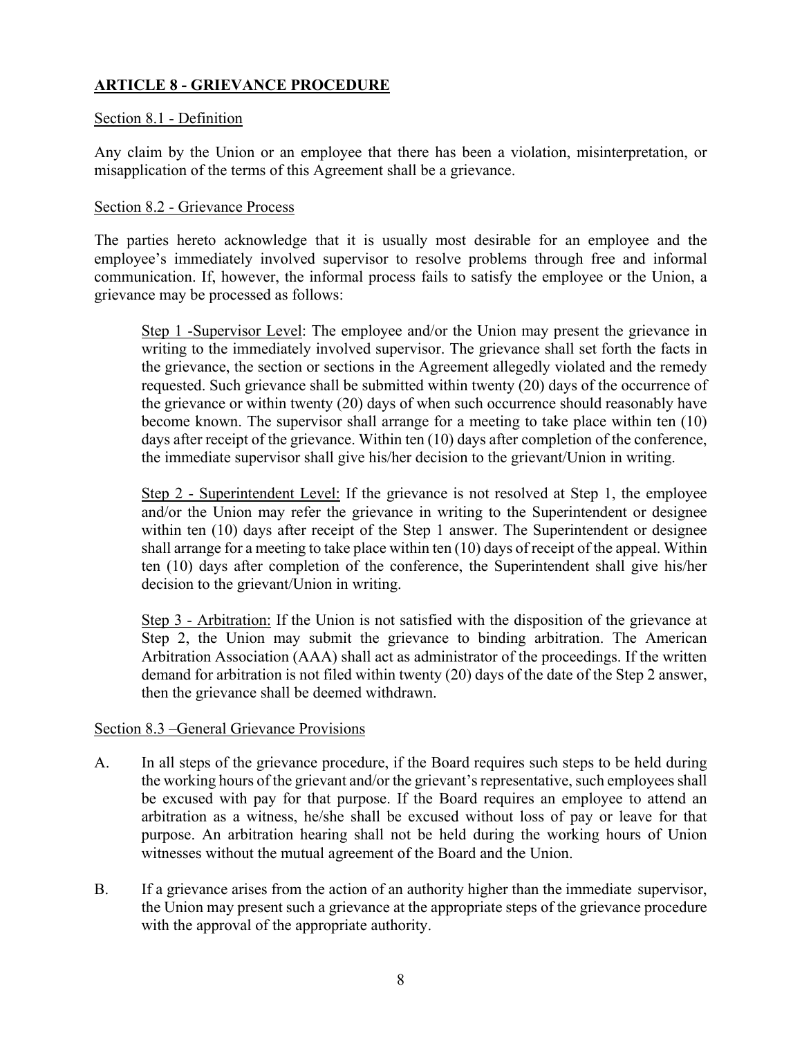## ARTICLE 8 - GRIEVANCE PROCEDURE

### Section 8.1 - Definition

Any claim by the Union or an employee that there has been a violation, misinterpretation, or misapplication of the terms of this Agreement shall be a grievance.

### Section 8.2 - Grievance Process

The parties hereto acknowledge that it is usually most desirable for an employee and the employee's immediately involved supervisor to resolve problems through free and informal communication. If, however, the informal process fails to satisfy the employee or the Union, a grievance may be processed as follows:

> Step 1 -Supervisor Level: The employee and/or the Union may present the grievance in writing to the immediately involved supervisor. The grievance shall set forth the facts in the grievance, the section or sections in the Agreement allegedly violated and the remedy requested. Such grievance shall be submitted within twenty (20) days of the occurrence of the grievance or within twenty (20) days of when such occurrence should reasonably have become known. The supervisor shall arrange for a meeting to take place within ten (10) days after receipt of the grievance. Within ten (10) days after completion of the conference, the immediate supervisor shall give his/her decision to the grievant/Union in writing.
>
> Step 2 - Superintendent Level: If the grievance is not resolved at Step 1, the employee and/or the Union may refer the grievance in writing to the Superintendent or designee within ten (10) days after receipt of the Step 1 answer. The Superintendent or designee shall arrange for a meeting to take place within ten (10) days of receipt of the appeal. Within ten (10) days after completion of the conference, the Superintendent shall give his/her decision to the grievant/Union in writing.
>
> Step 3 - Arbitration: If the Union is not satisfied with the disposition of the grievance at Step 2, the Union may submit the grievance to binding arbitration. The American Arbitration Association (AAA) shall act as administrator of the proceedings. If the written demand for arbitration is not filed within twenty (20) days of the date of the Step 2 answer, then the grievance shall be deemed withdrawn.

### Section 8.3 –General Grievance Provisions

A. In all steps of the grievance procedure, if the Board requires such steps to be held during the working hours of the grievant and/or the grievant's representative, such employees shall be excused with pay for that purpose. If the Board requires an employee to attend an arbitration as a witness, he/she shall be excused without loss of pay or leave for that purpose. An arbitration hearing shall not be held during the working hours of Union witnesses without the mutual agreement of the Board and the Union.

B. If a grievance arises from the action of an authority higher than the immediate supervisor, the Union may present such a grievance at the appropriate steps of the grievance procedure with the approval of the appropriate authority.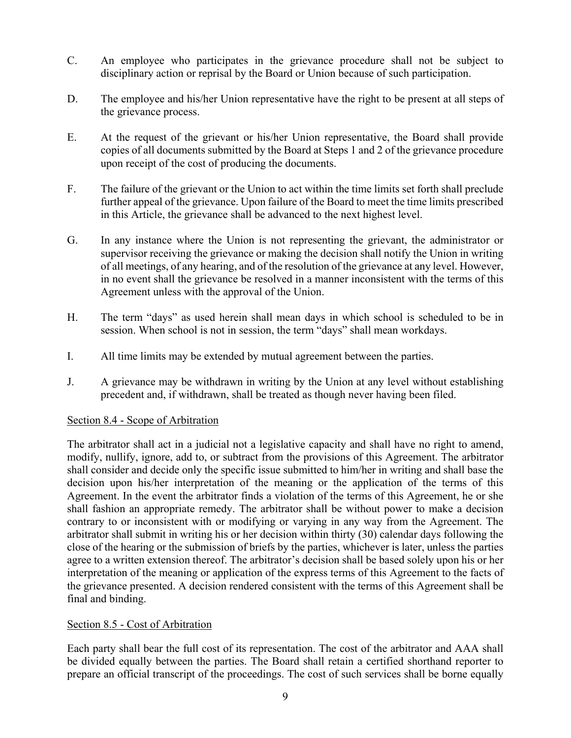C. An employee who participates in the grievance procedure shall not be subject to disciplinary action or reprisal by the Board or Union because of such participation.

D. The employee and his/her Union representative have the right to be present at all steps of the grievance process.

E. At the request of the grievant or his/her Union representative, the Board shall provide copies of all documents submitted by the Board at Steps 1 and 2 of the grievance procedure upon receipt of the cost of producing the documents.

F. The failure of the grievant or the Union to act within the time limits set forth shall preclude further appeal of the grievance. Upon failure of the Board to meet the time limits prescribed in this Article, the grievance shall be advanced to the next highest level.

G. In any instance where the Union is not representing the grievant, the administrator or supervisor receiving the grievance or making the decision shall notify the Union in writing of all meetings, of any hearing, and of the resolution of the grievance at any level. However, in no event shall the grievance be resolved in a manner inconsistent with the terms of this Agreement unless with the approval of the Union.

H. The term "days" as used herein shall mean days in which school is scheduled to be in session. When school is not in session, the term "days" shall mean workdays.

I. All time limits may be extended by mutual agreement between the parties.

J. A grievance may be withdrawn in writing by the Union at any level without establishing precedent and, if withdrawn, shall be treated as though never having been filed.

## Section 8.4 - Scope of Arbitration

The arbitrator shall act in a judicial not a legislative capacity and shall have no right to amend, modify, nullify, ignore, add to, or subtract from the provisions of this Agreement. The arbitrator shall consider and decide only the specific issue submitted to him/her in writing and shall base the decision upon his/her interpretation of the meaning or the application of the terms of this Agreement. In the event the arbitrator finds a violation of the terms of this Agreement, he or she shall fashion an appropriate remedy. The arbitrator shall be without power to make a decision contrary to or inconsistent with or modifying or varying in any way from the Agreement. The arbitrator shall submit in writing his or her decision within thirty (30) calendar days following the close of the hearing or the submission of briefs by the parties, whichever is later, unless the parties agree to a written extension thereof. The arbitrator's decision shall be based solely upon his or her interpretation of the meaning or application of the express terms of this Agreement to the facts of the grievance presented. A decision rendered consistent with the terms of this Agreement shall be final and binding.

## Section 8.5 - Cost of Arbitration

Each party shall bear the full cost of its representation. The cost of the arbitrator and AAA shall be divided equally between the parties. The Board shall retain a certified shorthand reporter to prepare an official transcript of the proceedings. The cost of such services shall be borne equally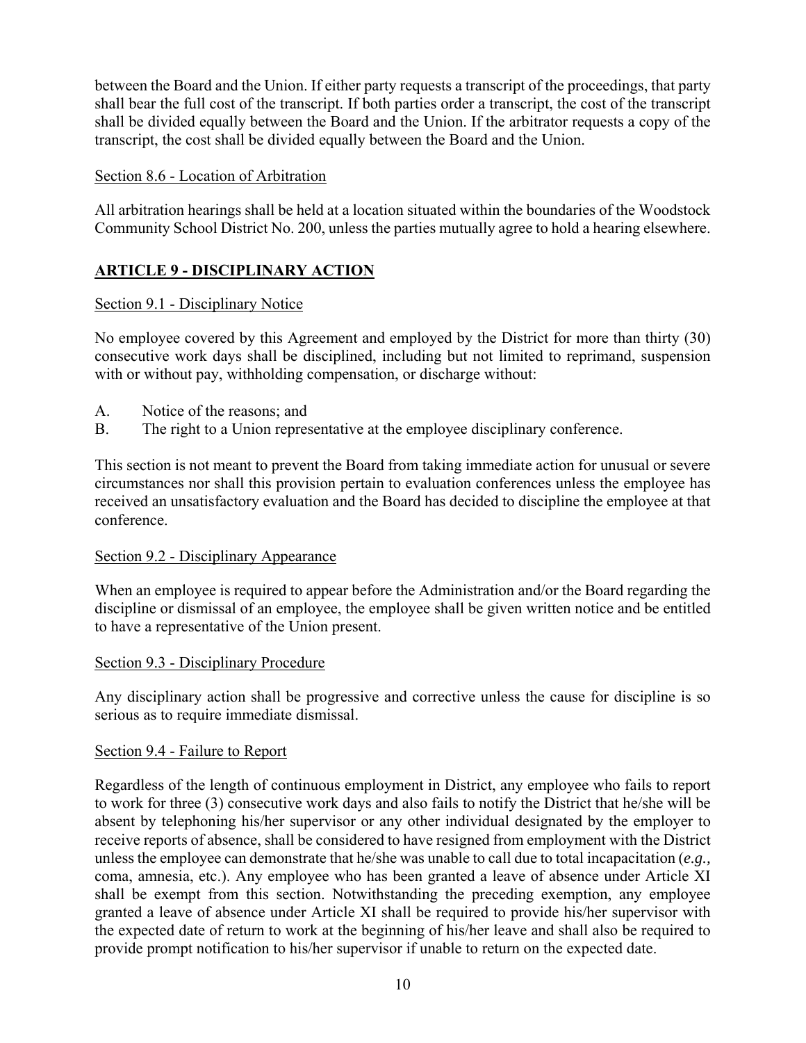between the Board and the Union. If either party requests a transcript of the proceedings, that party shall bear the full cost of the transcript. If both parties order a transcript, the cost of the transcript shall be divided equally between the Board and the Union. If the arbitrator requests a copy of the transcript, the cost shall be divided equally between the Board and the Union.

Section 8.6 - Location of Arbitration

All arbitration hearings shall be held at a location situated within the boundaries of the Woodstock Community School District No. 200, unless the parties mutually agree to hold a hearing elsewhere.

## ARTICLE 9 - DISCIPLINARY ACTION

Section 9.1 - Disciplinary Notice

No employee covered by this Agreement and employed by the District for more than thirty (30) consecutive work days shall be disciplined, including but not limited to reprimand, suspension with or without pay, withholding compensation, or discharge without:

A. Notice of the reasons; and
B. The right to a Union representative at the employee disciplinary conference.

This section is not meant to prevent the Board from taking immediate action for unusual or severe circumstances nor shall this provision pertain to evaluation conferences unless the employee has received an unsatisfactory evaluation and the Board has decided to discipline the employee at that conference.

Section 9.2 - Disciplinary Appearance

When an employee is required to appear before the Administration and/or the Board regarding the discipline or dismissal of an employee, the employee shall be given written notice and be entitled to have a representative of the Union present.

Section 9.3 - Disciplinary Procedure

Any disciplinary action shall be progressive and corrective unless the cause for discipline is so serious as to require immediate dismissal.

Section 9.4 - Failure to Report

Regardless of the length of continuous employment in District, any employee who fails to report to work for three (3) consecutive work days and also fails to notify the District that he/she will be absent by telephoning his/her supervisor or any other individual designated by the employer to receive reports of absence, shall be considered to have resigned from employment with the District unless the employee can demonstrate that he/she was unable to call due to total incapacitation (*e.g.,* coma, amnesia, etc.). Any employee who has been granted a leave of absence under Article XI shall be exempt from this section. Notwithstanding the preceding exemption, any employee granted a leave of absence under Article XI shall be required to provide his/her supervisor with the expected date of return to work at the beginning of his/her leave and shall also be required to provide prompt notification to his/her supervisor if unable to return on the expected date.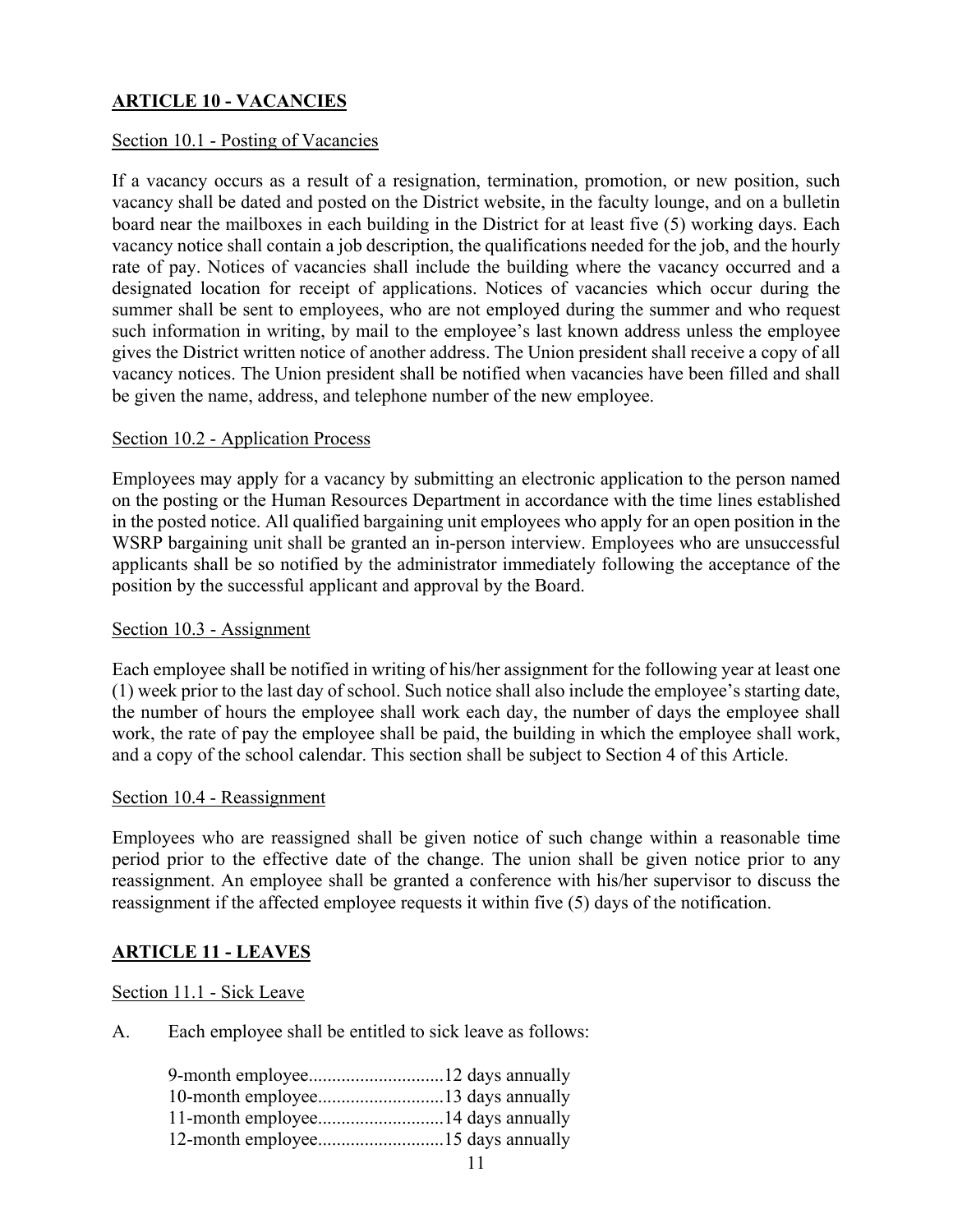## ARTICLE 10 - VACANCIES

Section 10.1 - Posting of Vacancies

If a vacancy occurs as a result of a resignation, termination, promotion, or new position, such vacancy shall be dated and posted on the District website, in the faculty lounge, and on a bulletin board near the mailboxes in each building in the District for at least five (5) working days. Each vacancy notice shall contain a job description, the qualifications needed for the job, and the hourly rate of pay. Notices of vacancies shall include the building where the vacancy occurred and a designated location for receipt of applications. Notices of vacancies which occur during the summer shall be sent to employees, who are not employed during the summer and who request such information in writing, by mail to the employee's last known address unless the employee gives the District written notice of another address. The Union president shall receive a copy of all vacancy notices. The Union president shall be notified when vacancies have been filled and shall be given the name, address, and telephone number of the new employee.

Section 10.2 - Application Process

Employees may apply for a vacancy by submitting an electronic application to the person named on the posting or the Human Resources Department in accordance with the time lines established in the posted notice. All qualified bargaining unit employees who apply for an open position in the WSRP bargaining unit shall be granted an in-person interview. Employees who are unsuccessful applicants shall be so notified by the administrator immediately following the acceptance of the position by the successful applicant and approval by the Board.

Section 10.3 - Assignment

Each employee shall be notified in writing of his/her assignment for the following year at least one (1) week prior to the last day of school. Such notice shall also include the employee's starting date, the number of hours the employee shall work each day, the number of days the employee shall work, the rate of pay the employee shall be paid, the building in which the employee shall work, and a copy of the school calendar. This section shall be subject to Section 4 of this Article.

Section 10.4 - Reassignment

Employees who are reassigned shall be given notice of such change within a reasonable time period prior to the effective date of the change. The union shall be given notice prior to any reassignment. An employee shall be granted a conference with his/her supervisor to discuss the reassignment if the affected employee requests it within five (5) days of the notification.

## ARTICLE 11 - LEAVES

Section 11.1 - Sick Leave

A. Each employee shall be entitled to sick leave as follows:

9-month employee............................12 days annually
10-month employee...........................13 days annually
11-month employee...........................14 days annually
12-month employee...........................15 days annually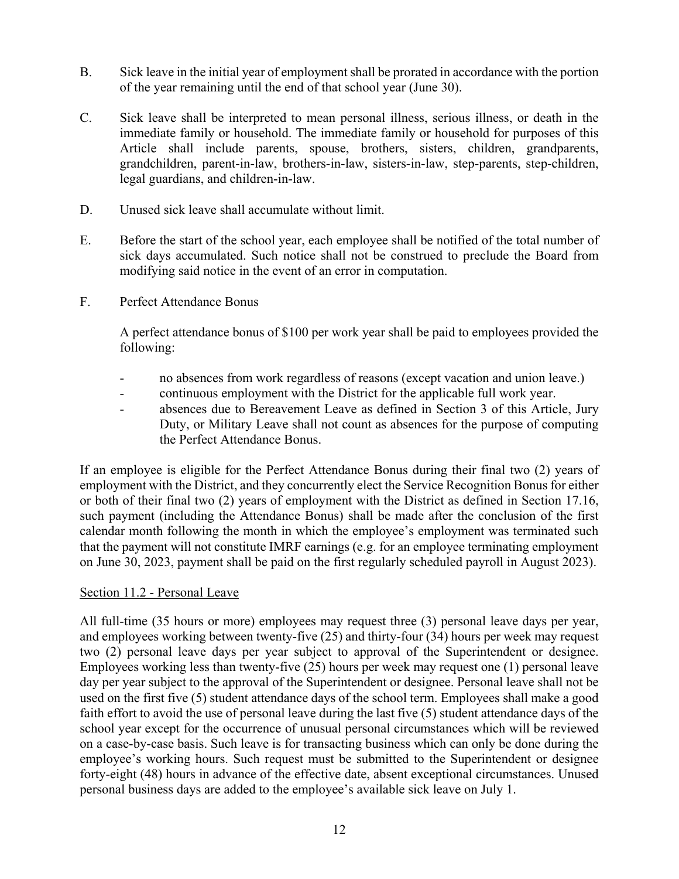B. Sick leave in the initial year of employment shall be prorated in accordance with the portion of the year remaining until the end of that school year (June 30).

C. Sick leave shall be interpreted to mean personal illness, serious illness, or death in the immediate family or household. The immediate family or household for purposes of this Article shall include parents, spouse, brothers, sisters, children, grandparents, grandchildren, parent-in-law, brothers-in-law, sisters-in-law, step-parents, step-children, legal guardians, and children-in-law.

D. Unused sick leave shall accumulate without limit.

E. Before the start of the school year, each employee shall be notified of the total number of sick days accumulated. Such notice shall not be construed to preclude the Board from modifying said notice in the event of an error in computation.

F. Perfect Attendance Bonus

A perfect attendance bonus of $100 per work year shall be paid to employees provided the following:

- no absences from work regardless of reasons (except vacation and union leave.)
- continuous employment with the District for the applicable full work year.
- absences due to Bereavement Leave as defined in Section 3 of this Article, Jury Duty, or Military Leave shall not count as absences for the purpose of computing the Perfect Attendance Bonus.

If an employee is eligible for the Perfect Attendance Bonus during their final two (2) years of employment with the District, and they concurrently elect the Service Recognition Bonus for either or both of their final two (2) years of employment with the District as defined in Section 17.16, such payment (including the Attendance Bonus) shall be made after the conclusion of the first calendar month following the month in which the employee's employment was terminated such that the payment will not constitute IMRF earnings (e.g. for an employee terminating employment on June 30, 2023, payment shall be paid on the first regularly scheduled payroll in August 2023).

Section 11.2 - Personal Leave

All full-time (35 hours or more) employees may request three (3) personal leave days per year, and employees working between twenty-five (25) and thirty-four (34) hours per week may request two (2) personal leave days per year subject to approval of the Superintendent or designee. Employees working less than twenty-five (25) hours per week may request one (1) personal leave day per year subject to the approval of the Superintendent or designee. Personal leave shall not be used on the first five (5) student attendance days of the school term. Employees shall make a good faith effort to avoid the use of personal leave during the last five (5) student attendance days of the school year except for the occurrence of unusual personal circumstances which will be reviewed on a case-by-case basis. Such leave is for transacting business which can only be done during the employee's working hours. Such request must be submitted to the Superintendent or designee forty-eight (48) hours in advance of the effective date, absent exceptional circumstances. Unused personal business days are added to the employee's available sick leave on July 1.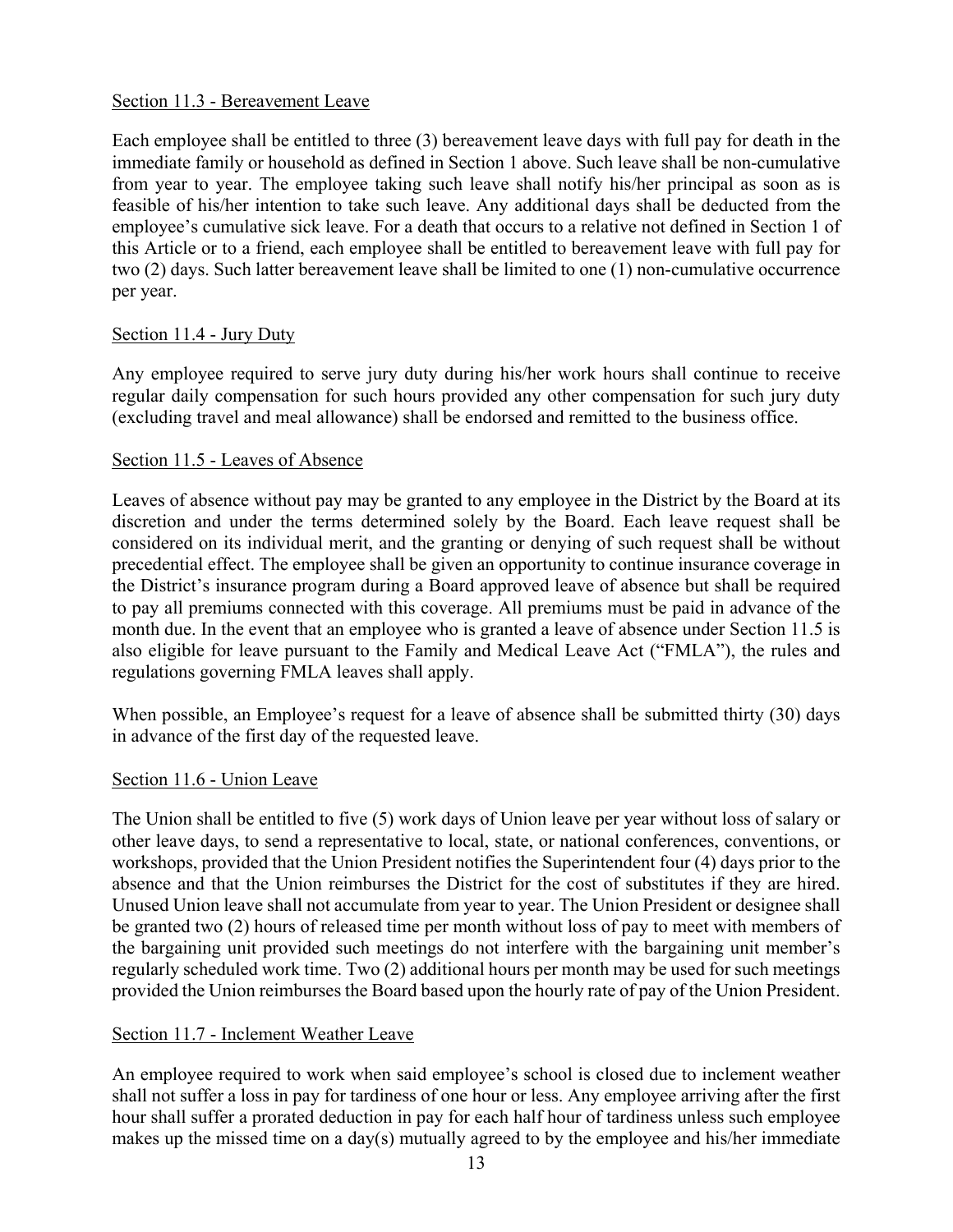### Section 11.3 - Bereavement Leave

Each employee shall be entitled to three (3) bereavement leave days with full pay for death in the immediate family or household as defined in Section 1 above. Such leave shall be non-cumulative from year to year. The employee taking such leave shall notify his/her principal as soon as is feasible of his/her intention to take such leave. Any additional days shall be deducted from the employee's cumulative sick leave. For a death that occurs to a relative not defined in Section 1 of this Article or to a friend, each employee shall be entitled to bereavement leave with full pay for two (2) days. Such latter bereavement leave shall be limited to one (1) non-cumulative occurrence per year.

### Section 11.4 - Jury Duty

Any employee required to serve jury duty during his/her work hours shall continue to receive regular daily compensation for such hours provided any other compensation for such jury duty (excluding travel and meal allowance) shall be endorsed and remitted to the business office.

### Section 11.5 - Leaves of Absence

Leaves of absence without pay may be granted to any employee in the District by the Board at its discretion and under the terms determined solely by the Board. Each leave request shall be considered on its individual merit, and the granting or denying of such request shall be without precedential effect. The employee shall be given an opportunity to continue insurance coverage in the District's insurance program during a Board approved leave of absence but shall be required to pay all premiums connected with this coverage. All premiums must be paid in advance of the month due. In the event that an employee who is granted a leave of absence under Section 11.5 is also eligible for leave pursuant to the Family and Medical Leave Act ("FMLA"), the rules and regulations governing FMLA leaves shall apply.

When possible, an Employee's request for a leave of absence shall be submitted thirty (30) days in advance of the first day of the requested leave.

### Section 11.6 - Union Leave

The Union shall be entitled to five (5) work days of Union leave per year without loss of salary or other leave days, to send a representative to local, state, or national conferences, conventions, or workshops, provided that the Union President notifies the Superintendent four (4) days prior to the absence and that the Union reimburses the District for the cost of substitutes if they are hired. Unused Union leave shall not accumulate from year to year. The Union President or designee shall be granted two (2) hours of released time per month without loss of pay to meet with members of the bargaining unit provided such meetings do not interfere with the bargaining unit member's regularly scheduled work time. Two (2) additional hours per month may be used for such meetings provided the Union reimburses the Board based upon the hourly rate of pay of the Union President.

### Section 11.7 - Inclement Weather Leave

An employee required to work when said employee's school is closed due to inclement weather shall not suffer a loss in pay for tardiness of one hour or less. Any employee arriving after the first hour shall suffer a prorated deduction in pay for each half hour of tardiness unless such employee makes up the missed time on a day(s) mutually agreed to by the employee and his/her immediate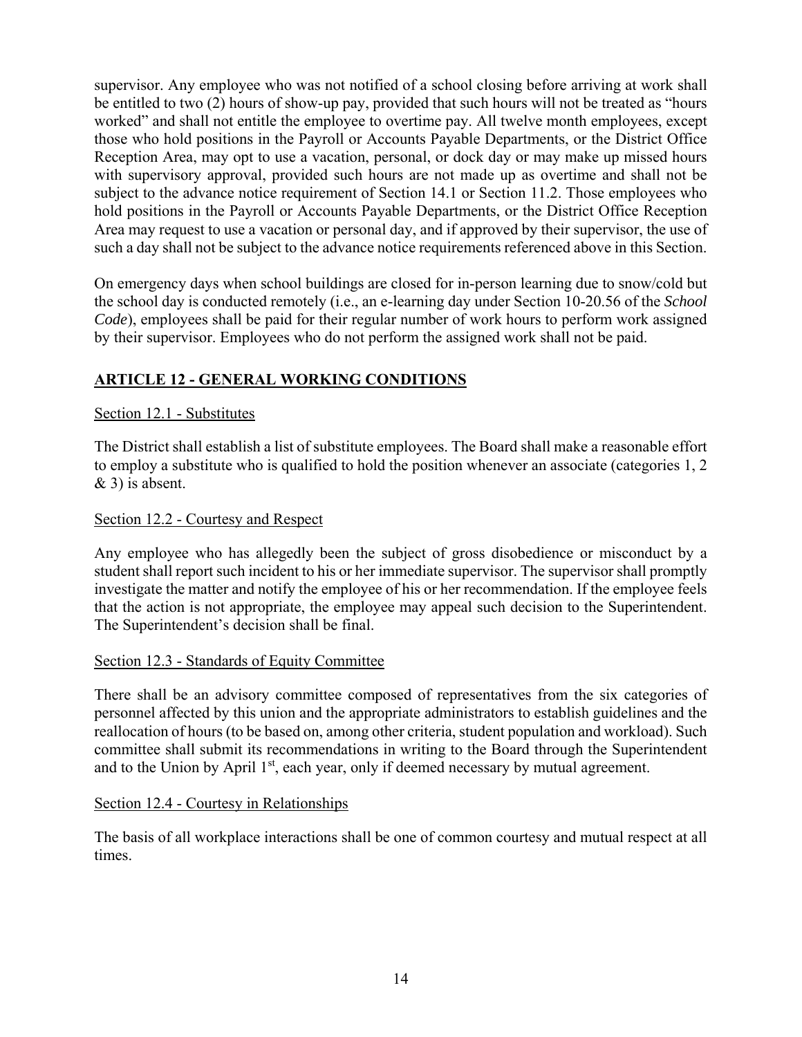supervisor. Any employee who was not notified of a school closing before arriving at work shall be entitled to two (2) hours of show-up pay, provided that such hours will not be treated as "hours worked" and shall not entitle the employee to overtime pay. All twelve month employees, except those who hold positions in the Payroll or Accounts Payable Departments, or the District Office Reception Area, may opt to use a vacation, personal, or dock day or may make up missed hours with supervisory approval, provided such hours are not made up as overtime and shall not be subject to the advance notice requirement of Section 14.1 or Section 11.2. Those employees who hold positions in the Payroll or Accounts Payable Departments, or the District Office Reception Area may request to use a vacation or personal day, and if approved by their supervisor, the use of such a day shall not be subject to the advance notice requirements referenced above in this Section.

On emergency days when school buildings are closed for in-person learning due to snow/cold but the school day is conducted remotely (i.e., an e-learning day under Section 10-20.56 of the *School Code*), employees shall be paid for their regular number of work hours to perform work assigned by their supervisor. Employees who do not perform the assigned work shall not be paid.

## ARTICLE 12 - GENERAL WORKING CONDITIONS

### Section 12.1 - Substitutes

The District shall establish a list of substitute employees. The Board shall make a reasonable effort to employ a substitute who is qualified to hold the position whenever an associate (categories 1, 2 & 3) is absent.

### Section 12.2 - Courtesy and Respect

Any employee who has allegedly been the subject of gross disobedience or misconduct by a student shall report such incident to his or her immediate supervisor. The supervisor shall promptly investigate the matter and notify the employee of his or her recommendation. If the employee feels that the action is not appropriate, the employee may appeal such decision to the Superintendent. The Superintendent's decision shall be final.

### Section 12.3 - Standards of Equity Committee

There shall be an advisory committee composed of representatives from the six categories of personnel affected by this union and the appropriate administrators to establish guidelines and the reallocation of hours (to be based on, among other criteria, student population and workload). Such committee shall submit its recommendations in writing to the Board through the Superintendent and to the Union by April 1st, each year, only if deemed necessary by mutual agreement.

### Section 12.4 - Courtesy in Relationships

The basis of all workplace interactions shall be one of common courtesy and mutual respect at all times.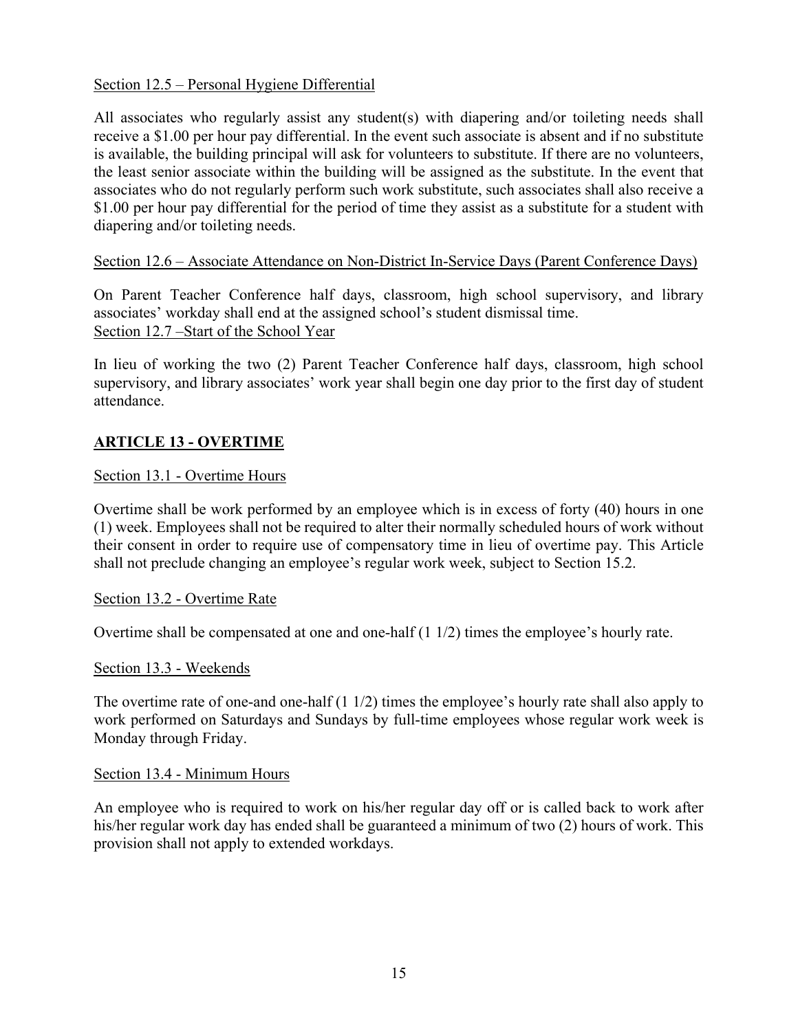Section 12.5 – Personal Hygiene Differential

All associates who regularly assist any student(s) with diapering and/or toileting needs shall receive a $1.00 per hour pay differential. In the event such associate is absent and if no substitute is available, the building principal will ask for volunteers to substitute. If there are no volunteers, the least senior associate within the building will be assigned as the substitute. In the event that associates who do not regularly perform such work substitute, such associates shall also receive a $1.00 per hour pay differential for the period of time they assist as a substitute for a student with diapering and/or toileting needs.

Section 12.6 – Associate Attendance on Non-District In-Service Days (Parent Conference Days)

On Parent Teacher Conference half days, classroom, high school supervisory, and library associates' workday shall end at the assigned school's student dismissal time.

Section 12.7 –Start of the School Year

In lieu of working the two (2) Parent Teacher Conference half days, classroom, high school supervisory, and library associates' work year shall begin one day prior to the first day of student attendance.

## ARTICLE 13 - OVERTIME

Section 13.1 - Overtime Hours

Overtime shall be work performed by an employee which is in excess of forty (40) hours in one (1) week. Employees shall not be required to alter their normally scheduled hours of work without their consent in order to require use of compensatory time in lieu of overtime pay. This Article shall not preclude changing an employee's regular work week, subject to Section 15.2.

Section 13.2 - Overtime Rate

Overtime shall be compensated at one and one-half (1 1/2) times the employee's hourly rate.

Section 13.3 - Weekends

The overtime rate of one-and one-half (1 1/2) times the employee's hourly rate shall also apply to work performed on Saturdays and Sundays by full-time employees whose regular work week is Monday through Friday.

Section 13.4 - Minimum Hours

An employee who is required to work on his/her regular day off or is called back to work after his/her regular work day has ended shall be guaranteed a minimum of two (2) hours of work. This provision shall not apply to extended workdays.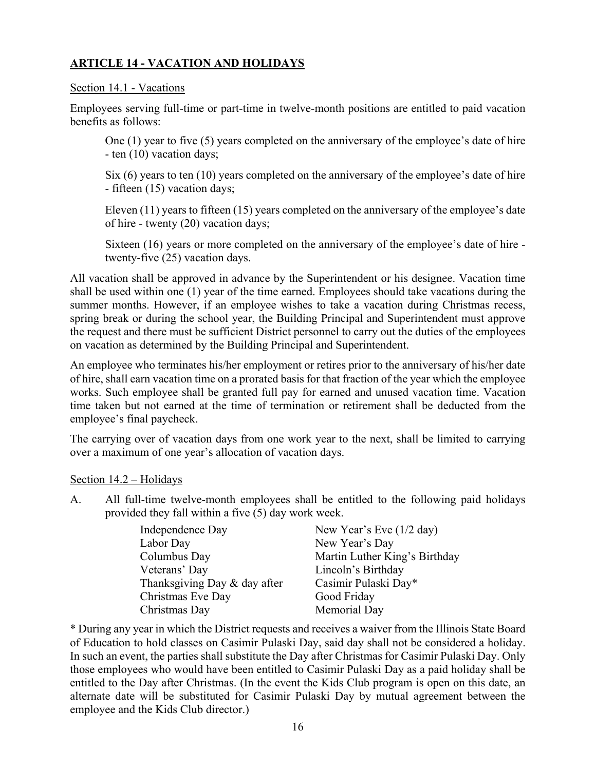## ARTICLE 14 - VACATION AND HOLIDAYS

### Section 14.1 - Vacations

Employees serving full-time or part-time in twelve-month positions are entitled to paid vacation benefits as follows:

> One (1) year to five (5) years completed on the anniversary of the employee's date of hire - ten (10) vacation days;
>
> Six (6) years to ten (10) years completed on the anniversary of the employee's date of hire - fifteen (15) vacation days;
>
> Eleven (11) years to fifteen (15) years completed on the anniversary of the employee's date of hire - twenty (20) vacation days;
>
> Sixteen (16) years or more completed on the anniversary of the employee's date of hire - twenty-five (25) vacation days.

All vacation shall be approved in advance by the Superintendent or his designee. Vacation time shall be used within one (1) year of the time earned. Employees should take vacations during the summer months. However, if an employee wishes to take a vacation during Christmas recess, spring break or during the school year, the Building Principal and Superintendent must approve the request and there must be sufficient District personnel to carry out the duties of the employees on vacation as determined by the Building Principal and Superintendent.

An employee who terminates his/her employment or retires prior to the anniversary of his/her date of hire, shall earn vacation time on a prorated basis for that fraction of the year which the employee works. Such employee shall be granted full pay for earned and unused vacation time. Vacation time taken but not earned at the time of termination or retirement shall be deducted from the employee's final paycheck.

The carrying over of vacation days from one work year to the next, shall be limited to carrying over a maximum of one year's allocation of vacation days.

### Section 14.2 – Holidays

A. All full-time twelve-month employees shall be entitled to the following paid holidays provided they fall within a five (5) day work week.

| | |
|---|---|
| Independence Day | New Year's Eve (1/2 day) |
| Labor Day | New Year's Day |
| Columbus Day | Martin Luther King's Birthday |
| Veterans' Day | Lincoln's Birthday |
| Thanksgiving Day & day after | Casimir Pulaski Day* |
| Christmas Eve Day | Good Friday |
| Christmas Day | Memorial Day |

\* During any year in which the District requests and receives a waiver from the Illinois State Board of Education to hold classes on Casimir Pulaski Day, said day shall not be considered a holiday. In such an event, the parties shall substitute the Day after Christmas for Casimir Pulaski Day. Only those employees who would have been entitled to Casimir Pulaski Day as a paid holiday shall be entitled to the Day after Christmas. (In the event the Kids Club program is open on this date, an alternate date will be substituted for Casimir Pulaski Day by mutual agreement between the employee and the Kids Club director.)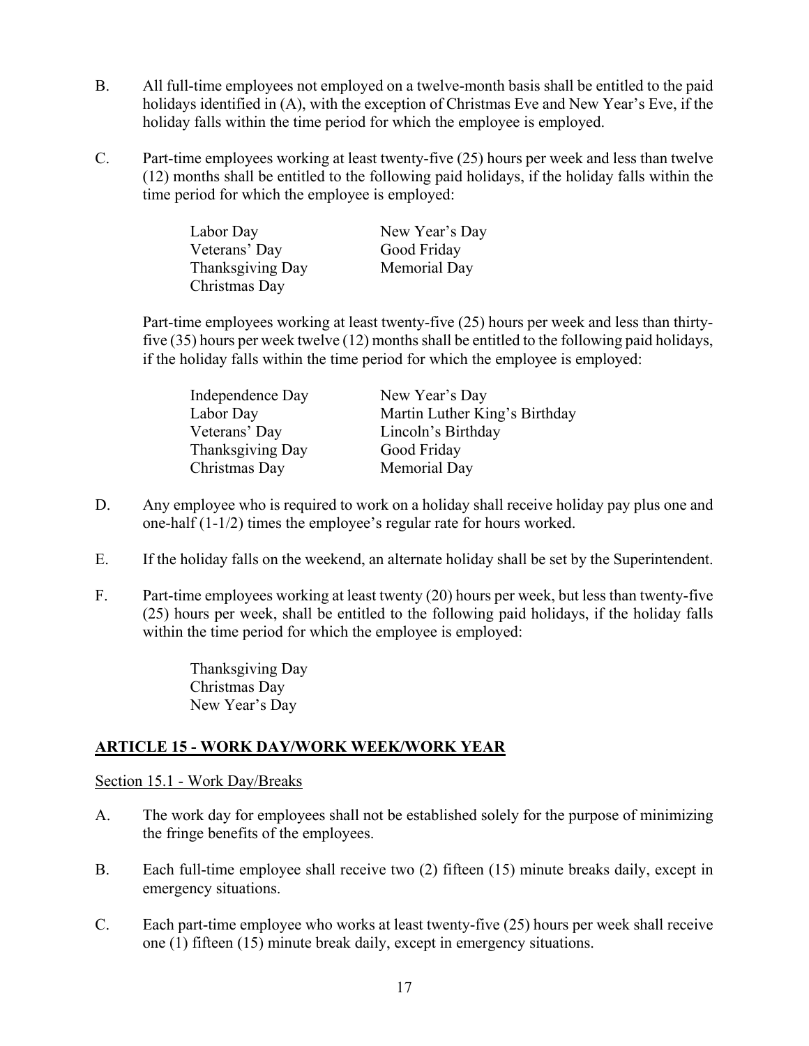B. All full-time employees not employed on a twelve-month basis shall be entitled to the paid holidays identified in (A), with the exception of Christmas Eve and New Year's Eve, if the holiday falls within the time period for which the employee is employed.

C. Part-time employees working at least twenty-five (25) hours per week and less than twelve (12) months shall be entitled to the following paid holidays, if the holiday falls within the time period for which the employee is employed:

| | |
|---|---|
| Labor Day | New Year's Day |
| Veterans' Day | Good Friday |
| Thanksgiving Day | Memorial Day |
| Christmas Day | |

Part-time employees working at least twenty-five (25) hours per week and less than thirty-five (35) hours per week twelve (12) months shall be entitled to the following paid holidays, if the holiday falls within the time period for which the employee is employed:

| | |
|---|---|
| Independence Day | New Year's Day |
| Labor Day | Martin Luther King's Birthday |
| Veterans' Day | Lincoln's Birthday |
| Thanksgiving Day | Good Friday |
| Christmas Day | Memorial Day |

D. Any employee who is required to work on a holiday shall receive holiday pay plus one and one-half (1-1/2) times the employee's regular rate for hours worked.

E. If the holiday falls on the weekend, an alternate holiday shall be set by the Superintendent.

F. Part-time employees working at least twenty (20) hours per week, but less than twenty-five (25) hours per week, shall be entitled to the following paid holidays, if the holiday falls within the time period for which the employee is employed:

Thanksgiving Day
Christmas Day
New Year's Day

## ARTICLE 15 - WORK DAY/WORK WEEK/WORK YEAR

Section 15.1 - Work Day/Breaks

A. The work day for employees shall not be established solely for the purpose of minimizing the fringe benefits of the employees.

B. Each full-time employee shall receive two (2) fifteen (15) minute breaks daily, except in emergency situations.

C. Each part-time employee who works at least twenty-five (25) hours per week shall receive one (1) fifteen (15) minute break daily, except in emergency situations.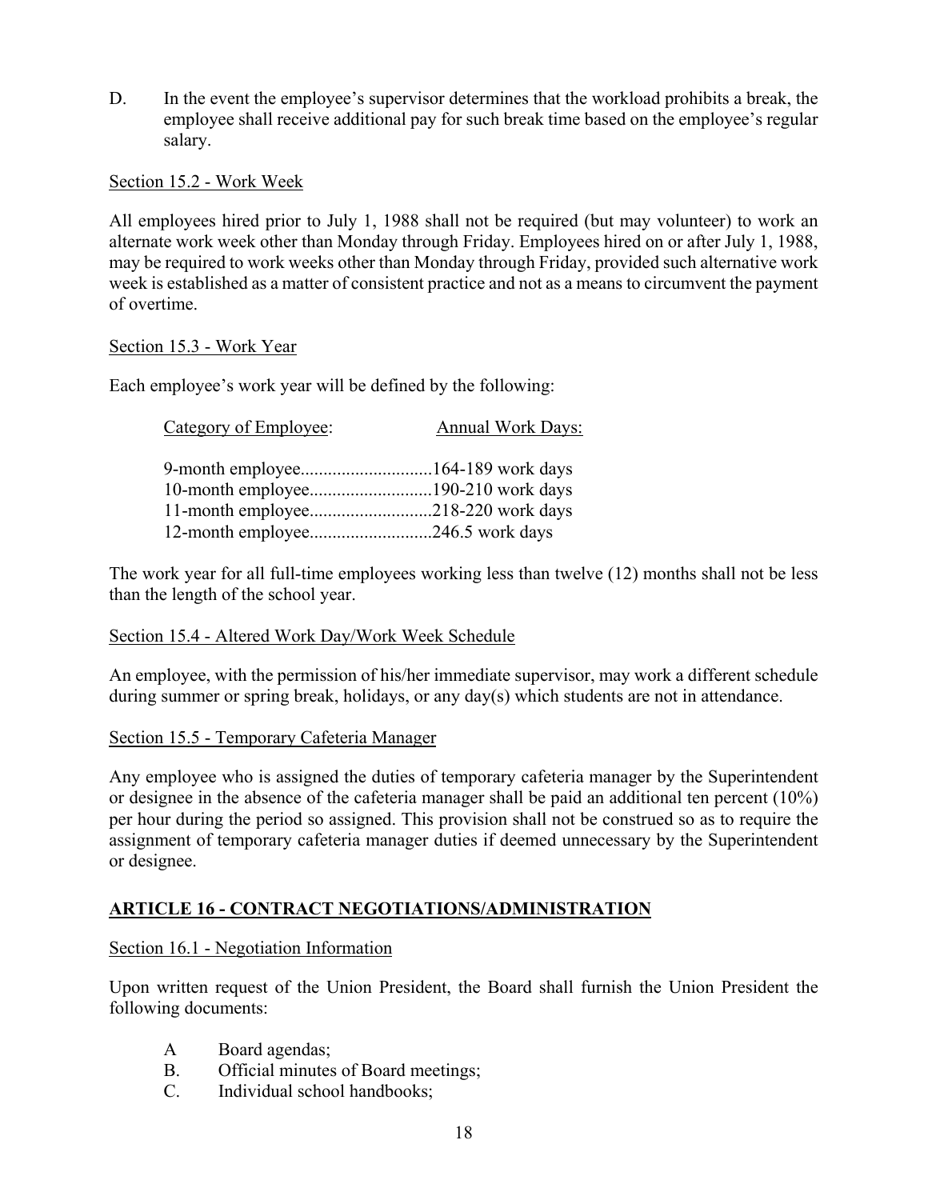D. In the event the employee's supervisor determines that the workload prohibits a break, the employee shall receive additional pay for such break time based on the employee's regular salary.

Section 15.2 - Work Week

All employees hired prior to July 1, 1988 shall not be required (but may volunteer) to work an alternate work week other than Monday through Friday. Employees hired on or after July 1, 1988, may be required to work weeks other than Monday through Friday, provided such alternative work week is established as a matter of consistent practice and not as a means to circumvent the payment of overtime.

Section 15.3 - Work Year

Each employee's work year will be defined by the following:

| Category of Employee: | Annual Work Days: |
|---|---|
| 9-month employee | 164-189 work days |
| 10-month employee | 190-210 work days |
| 11-month employee | 218-220 work days |
| 12-month employee | 246.5 work days |

The work year for all full-time employees working less than twelve (12) months shall not be less than the length of the school year.

Section 15.4 - Altered Work Day/Work Week Schedule

An employee, with the permission of his/her immediate supervisor, may work a different schedule during summer or spring break, holidays, or any day(s) which students are not in attendance.

Section 15.5 - Temporary Cafeteria Manager

Any employee who is assigned the duties of temporary cafeteria manager by the Superintendent or designee in the absence of the cafeteria manager shall be paid an additional ten percent (10%) per hour during the period so assigned. This provision shall not be construed so as to require the assignment of temporary cafeteria manager duties if deemed unnecessary by the Superintendent or designee.

## ARTICLE 16 - CONTRACT NEGOTIATIONS/ADMINISTRATION

Section 16.1 - Negotiation Information

Upon written request of the Union President, the Board shall furnish the Union President the following documents:

A Board agendas;
B. Official minutes of Board meetings;
C. Individual school handbooks;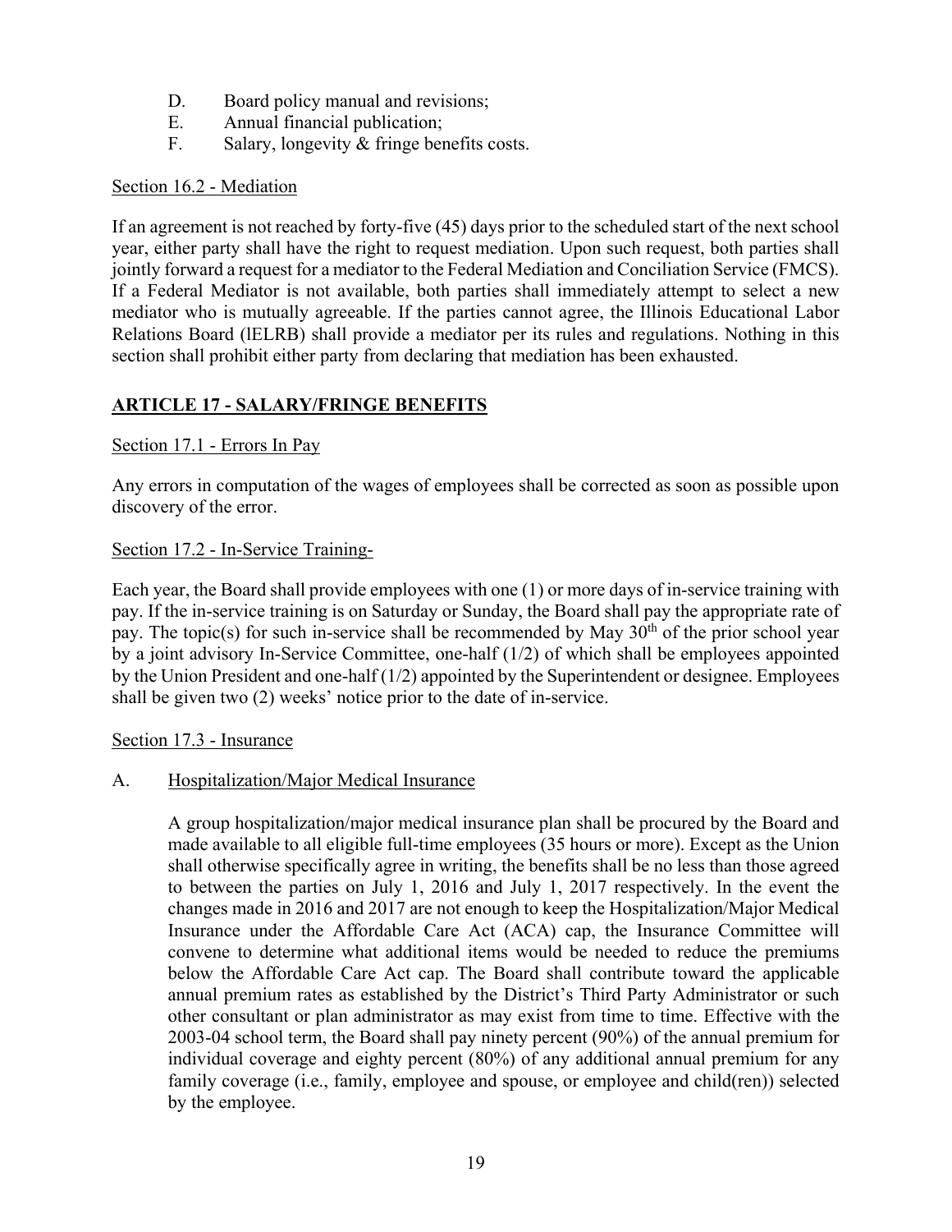D. Board policy manual and revisions;
E. Annual financial publication;
F. Salary, longevity & fringe benefits costs.

Section 16.2 - Mediation

If an agreement is not reached by forty-five (45) days prior to the scheduled start of the next school year, either party shall have the right to request mediation. Upon such request, both parties shall jointly forward a request for a mediator to the Federal Mediation and Conciliation Service (FMCS). If a Federal Mediator is not available, both parties shall immediately attempt to select a new mediator who is mutually agreeable. If the parties cannot agree, the Illinois Educational Labor Relations Board (lELRB) shall provide a mediator per its rules and regulations. Nothing in this section shall prohibit either party from declaring that mediation has been exhausted.

## ARTICLE 17 - SALARY/FRINGE BENEFITS

Section 17.1 - Errors In Pay

Any errors in computation of the wages of employees shall be corrected as soon as possible upon discovery of the error.

Section 17.2 - In-Service Training-

Each year, the Board shall provide employees with one (1) or more days of in-service training with pay. If the in-service training is on Saturday or Sunday, the Board shall pay the appropriate rate of pay. The topic(s) for such in-service shall be recommended by May 30th of the prior school year by a joint advisory In-Service Committee, one-half (1/2) of which shall be employees appointed by the Union President and one-half (1/2) appointed by the Superintendent or designee. Employees shall be given two (2) weeks' notice prior to the date of in-service.

Section 17.3 - Insurance

A. Hospitalization/Major Medical Insurance

A group hospitalization/major medical insurance plan shall be procured by the Board and made available to all eligible full-time employees (35 hours or more). Except as the Union shall otherwise specifically agree in writing, the benefits shall be no less than those agreed to between the parties on July 1, 2016 and July 1, 2017 respectively. In the event the changes made in 2016 and 2017 are not enough to keep the Hospitalization/Major Medical Insurance under the Affordable Care Act (ACA) cap, the Insurance Committee will convene to determine what additional items would be needed to reduce the premiums below the Affordable Care Act cap. The Board shall contribute toward the applicable annual premium rates as established by the District's Third Party Administrator or such other consultant or plan administrator as may exist from time to time. Effective with the 2003-04 school term, the Board shall pay ninety percent (90%) of the annual premium for individual coverage and eighty percent (80%) of any additional annual premium for any family coverage (i.e., family, employee and spouse, or employee and child(ren)) selected by the employee.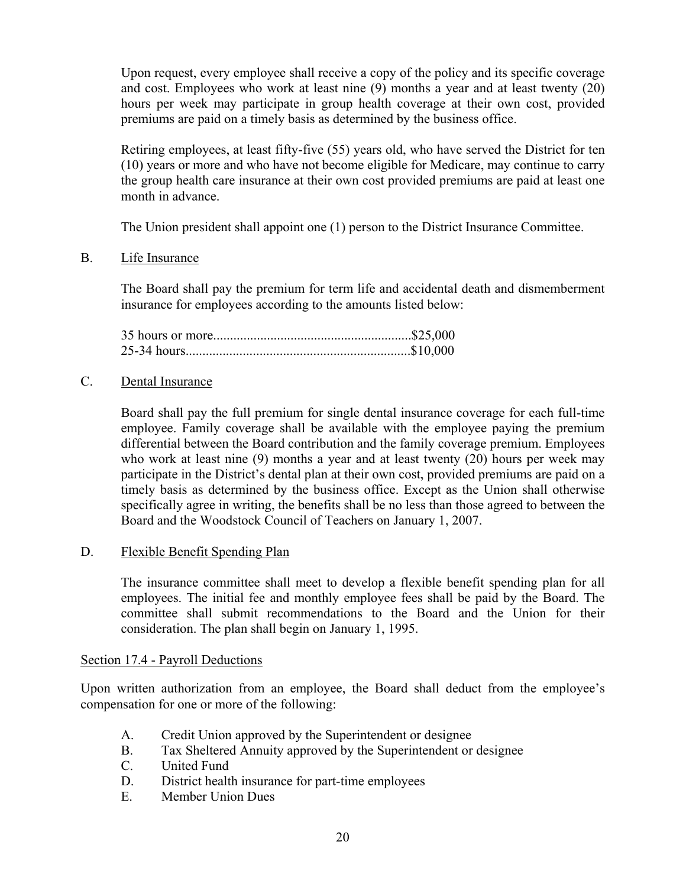Upon request, every employee shall receive a copy of the policy and its specific coverage and cost. Employees who work at least nine (9) months a year and at least twenty (20) hours per week may participate in group health coverage at their own cost, provided premiums are paid on a timely basis as determined by the business office.

Retiring employees, at least fifty-five (55) years old, who have served the District for ten (10) years or more and who have not become eligible for Medicare, may continue to carry the group health care insurance at their own cost provided premiums are paid at least one month in advance.

The Union president shall appoint one (1) person to the District Insurance Committee.

B. Life Insurance

The Board shall pay the premium for term life and accidental death and dismemberment insurance for employees according to the amounts listed below:

35 hours or more..........................................................$25,000
25-34 hours..................................................................$10,000

C. Dental Insurance

Board shall pay the full premium for single dental insurance coverage for each full-time employee. Family coverage shall be available with the employee paying the premium differential between the Board contribution and the family coverage premium. Employees who work at least nine (9) months a year and at least twenty (20) hours per week may participate in the District's dental plan at their own cost, provided premiums are paid on a timely basis as determined by the business office. Except as the Union shall otherwise specifically agree in writing, the benefits shall be no less than those agreed to between the Board and the Woodstock Council of Teachers on January 1, 2007.

D. Flexible Benefit Spending Plan

The insurance committee shall meet to develop a flexible benefit spending plan for all employees. The initial fee and monthly employee fees shall be paid by the Board. The committee shall submit recommendations to the Board and the Union for their consideration. The plan shall begin on January 1, 1995.

Section 17.4 - Payroll Deductions

Upon written authorization from an employee, the Board shall deduct from the employee's compensation for one or more of the following:

A. Credit Union approved by the Superintendent or designee
B. Tax Sheltered Annuity approved by the Superintendent or designee
C. United Fund
D. District health insurance for part-time employees
E. Member Union Dues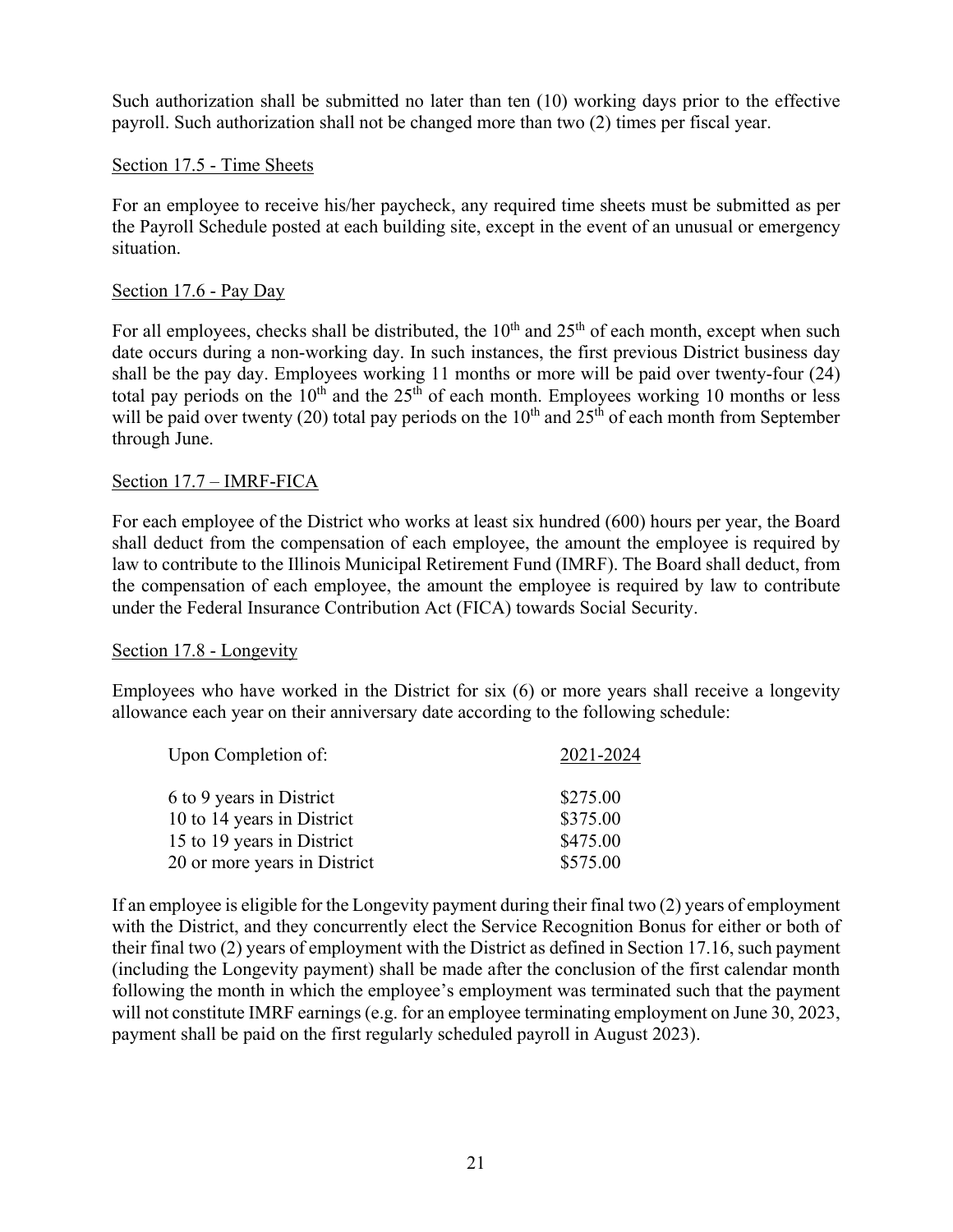Such authorization shall be submitted no later than ten (10) working days prior to the effective payroll. Such authorization shall not be changed more than two (2) times per fiscal year.

### Section 17.5 - Time Sheets

For an employee to receive his/her paycheck, any required time sheets must be submitted as per the Payroll Schedule posted at each building site, except in the event of an unusual or emergency situation.

### Section 17.6 - Pay Day

For all employees, checks shall be distributed, the 10th and 25th of each month, except when such date occurs during a non-working day. In such instances, the first previous District business day shall be the pay day. Employees working 11 months or more will be paid over twenty-four (24) total pay periods on the 10th and the 25th of each month. Employees working 10 months or less will be paid over twenty (20) total pay periods on the 10th and 25th of each month from September through June.

### Section 17.7 – IMRF-FICA

For each employee of the District who works at least six hundred (600) hours per year, the Board shall deduct from the compensation of each employee, the amount the employee is required by law to contribute to the Illinois Municipal Retirement Fund (IMRF). The Board shall deduct, from the compensation of each employee, the amount the employee is required by law to contribute under the Federal Insurance Contribution Act (FICA) towards Social Security.

### Section 17.8 - Longevity

Employees who have worked in the District for six (6) or more years shall receive a longevity allowance each year on their anniversary date according to the following schedule:

| Upon Completion of: | 2021-2024 |
|---|---|
| 6 to 9 years in District | \$275.00 |
| 10 to 14 years in District | \$375.00 |
| 15 to 19 years in District | \$475.00 |
| 20 or more years in District | \$575.00 |

If an employee is eligible for the Longevity payment during their final two (2) years of employment with the District, and they concurrently elect the Service Recognition Bonus for either or both of their final two (2) years of employment with the District as defined in Section 17.16, such payment (including the Longevity payment) shall be made after the conclusion of the first calendar month following the month in which the employee's employment was terminated such that the payment will not constitute IMRF earnings (e.g. for an employee terminating employment on June 30, 2023, payment shall be paid on the first regularly scheduled payroll in August 2023).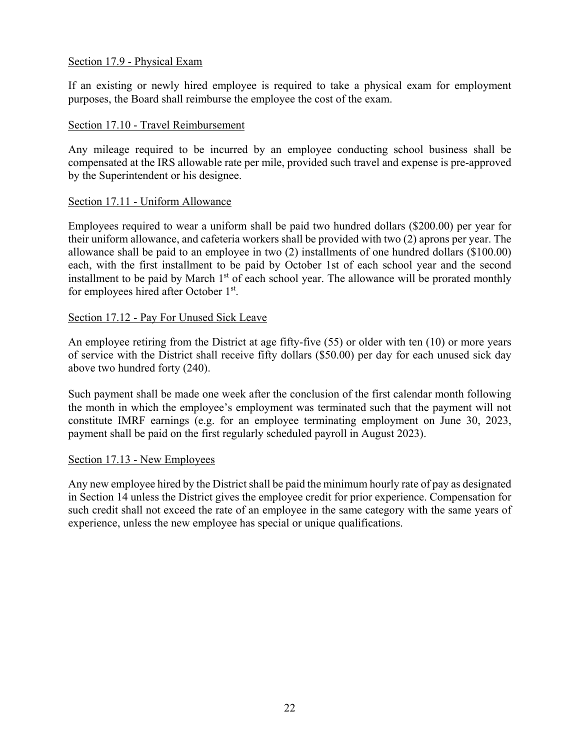## Section 17.9 - Physical Exam

If an existing or newly hired employee is required to take a physical exam for employment purposes, the Board shall reimburse the employee the cost of the exam.

## Section 17.10 - Travel Reimbursement

Any mileage required to be incurred by an employee conducting school business shall be compensated at the IRS allowable rate per mile, provided such travel and expense is pre-approved by the Superintendent or his designee.

## Section 17.11 - Uniform Allowance

Employees required to wear a uniform shall be paid two hundred dollars ($200.00) per year for their uniform allowance, and cafeteria workers shall be provided with two (2) aprons per year. The allowance shall be paid to an employee in two (2) installments of one hundred dollars ($100.00) each, with the first installment to be paid by October 1st of each school year and the second installment to be paid by March 1st of each school year. The allowance will be prorated monthly for employees hired after October 1st.

## Section 17.12 - Pay For Unused Sick Leave

An employee retiring from the District at age fifty-five (55) or older with ten (10) or more years of service with the District shall receive fifty dollars ($50.00) per day for each unused sick day above two hundred forty (240).

Such payment shall be made one week after the conclusion of the first calendar month following the month in which the employee's employment was terminated such that the payment will not constitute IMRF earnings (e.g. for an employee terminating employment on June 30, 2023, payment shall be paid on the first regularly scheduled payroll in August 2023).

## Section 17.13 - New Employees

Any new employee hired by the District shall be paid the minimum hourly rate of pay as designated in Section 14 unless the District gives the employee credit for prior experience. Compensation for such credit shall not exceed the rate of an employee in the same category with the same years of experience, unless the new employee has special or unique qualifications.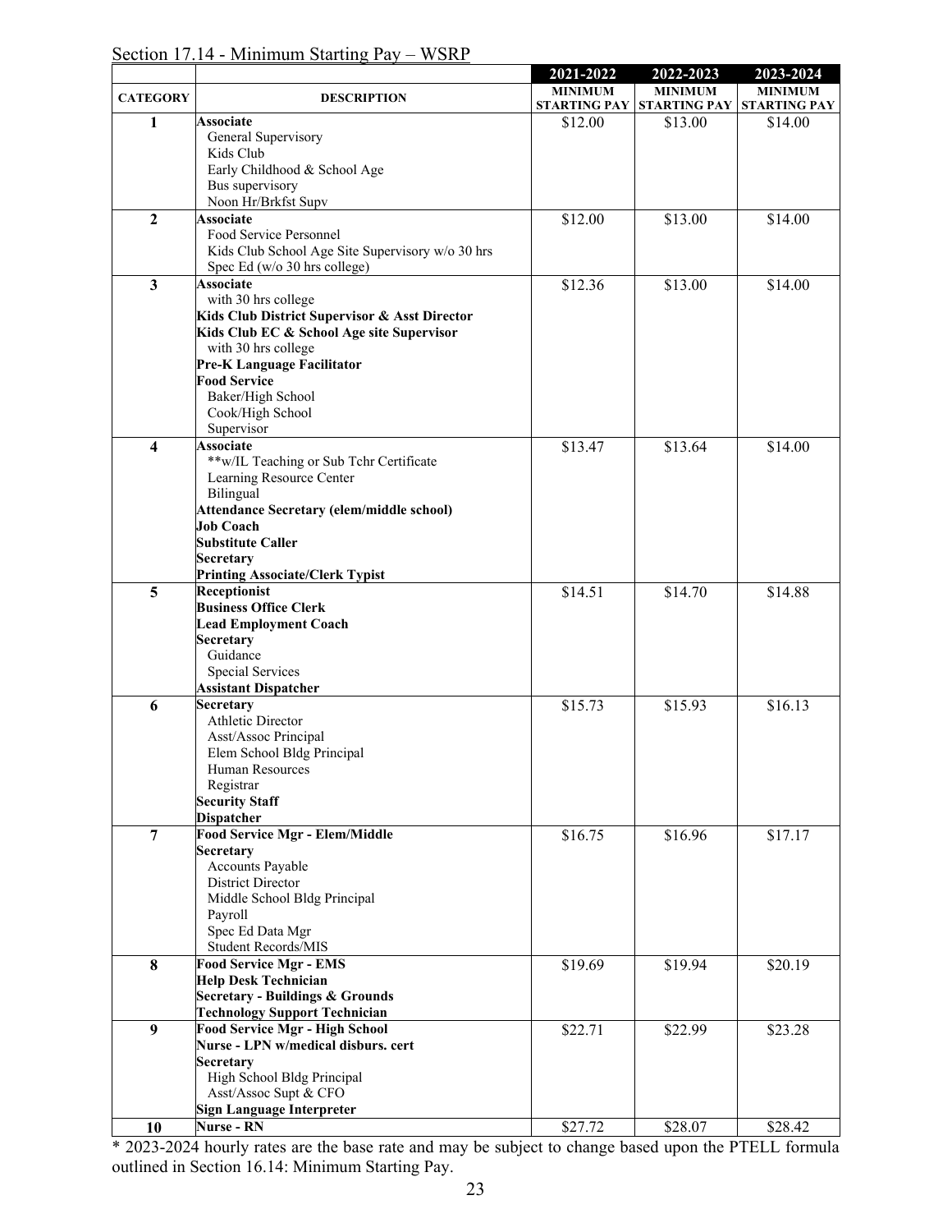Section 17.14 - Minimum Starting Pay – WSRP

| CATEGORY | DESCRIPTION | 2021-2022 MINIMUM STARTING PAY | 2022-2023 MINIMUM STARTING PAY | 2023-2024 MINIMUM STARTING PAY |
|---|---|---|---|---|
| 1 | **Associate**<br>General Supervisory<br>Kids Club<br>Early Childhood & School Age<br>Bus supervisory<br>Noon Hr/Brkfst Supv | $12.00 | $13.00 | $14.00 |
| 2 | **Associate**<br>Food Service Personnel<br>Kids Club School Age Site Supervisory w/o 30 hrs<br>Spec Ed (w/o 30 hrs college) | $12.00 | $13.00 | $14.00 |
| 3 | **Associate**<br>with 30 hrs college<br>**Kids Club District Supervisor & Asst Director**<br>**Kids Club EC & School Age site Supervisor**<br>with 30 hrs college<br>**Pre-K Language Facilitator**<br>**Food Service**<br>Baker/High School<br>Cook/High School<br>Supervisor | $12.36 | $13.00 | $14.00 |
| 4 | **Associate**<br>**w/IL Teaching or Sub Tchr Certificate<br>Learning Resource Center<br>Bilingual<br>**Attendance Secretary (elem/middle school)**<br>**Job Coach**<br>**Substitute Caller**<br>**Secretary**<br>**Printing Associate/Clerk Typist** | $13.47 | $13.64 | $14.00 |
| 5 | **Receptionist**<br>**Business Office Clerk**<br>**Lead Employment Coach**<br>**Secretary**<br>Guidance<br>Special Services<br>**Assistant Dispatcher** | $14.51 | $14.70 | $14.88 |
| 6 | **Secretary**<br>Athletic Director<br>Asst/Assoc Principal<br>Elem School Bldg Principal<br>Human Resources<br>Registrar<br>**Security Staff**<br>**Dispatcher** | $15.73 | $15.93 | $16.13 |
| 7 | **Food Service Mgr - Elem/Middle**<br>**Secretary**<br>Accounts Payable<br>District Director<br>Middle School Bldg Principal<br>Payroll<br>Spec Ed Data Mgr<br>Student Records/MIS | $16.75 | $16.96 | $17.17 |
| 8 | **Food Service Mgr - EMS**<br>**Help Desk Technician**<br>**Secretary - Buildings & Grounds**<br>**Technology Support Technician** | $19.69 | $19.94 | $20.19 |
| 9 | **Food Service Mgr - High School**<br>**Nurse - LPN w/medical disburs. cert**<br>**Secretary**<br>High School Bldg Principal<br>Asst/Assoc Supt & CFO<br>**Sign Language Interpreter** | $22.71 | $22.99 | $23.28 |
| 10 | **Nurse - RN** | $27.72 | $28.07 | $28.42 |

* 2023-2024 hourly rates are the base rate and may be subject to change based upon the PTELL formula outlined in Section 16.14: Minimum Starting Pay.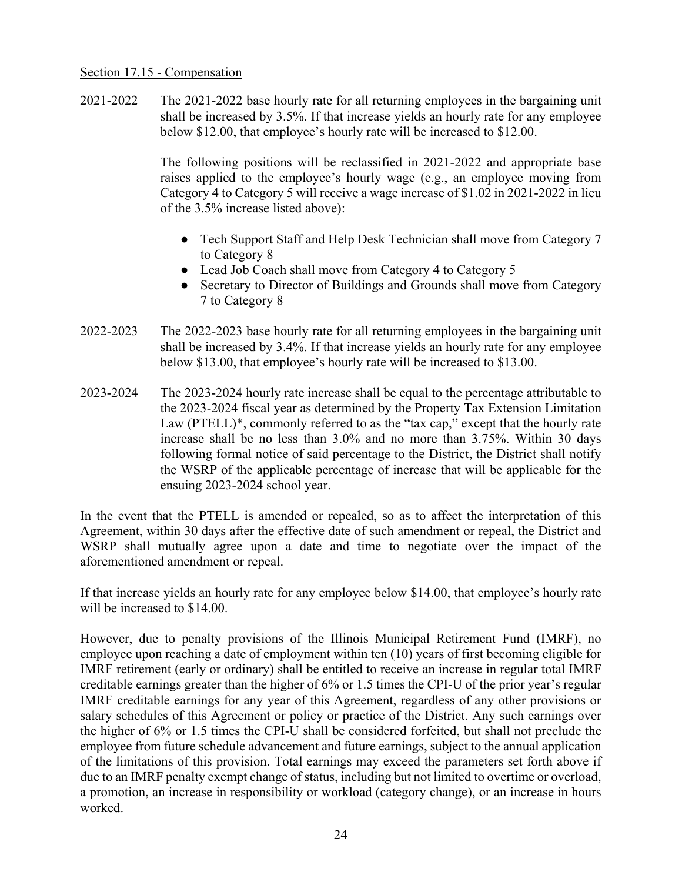<u>Section 17.15 - Compensation</u>

2021-2022 The 2021-2022 base hourly rate for all returning employees in the bargaining unit shall be increased by 3.5%. If that increase yields an hourly rate for any employee below $12.00, that employee's hourly rate will be increased to $12.00.

The following positions will be reclassified in 2021-2022 and appropriate base raises applied to the employee's hourly wage (e.g., an employee moving from Category 4 to Category 5 will receive a wage increase of $1.02 in 2021-2022 in lieu of the 3.5% increase listed above):

- Tech Support Staff and Help Desk Technician shall move from Category 7 to Category 8
- Lead Job Coach shall move from Category 4 to Category 5
- Secretary to Director of Buildings and Grounds shall move from Category 7 to Category 8

2022-2023 The 2022-2023 base hourly rate for all returning employees in the bargaining unit shall be increased by 3.4%. If that increase yields an hourly rate for any employee below $13.00, that employee's hourly rate will be increased to $13.00.

2023-2024 The 2023-2024 hourly rate increase shall be equal to the percentage attributable to the 2023-2024 fiscal year as determined by the Property Tax Extension Limitation Law (PTELL)*, commonly referred to as the "tax cap," except that the hourly rate increase shall be no less than 3.0% and no more than 3.75%. Within 30 days following formal notice of said percentage to the District, the District shall notify the WSRP of the applicable percentage of increase that will be applicable for the ensuing 2023-2024 school year.

In the event that the PTELL is amended or repealed, so as to affect the interpretation of this Agreement, within 30 days after the effective date of such amendment or repeal, the District and WSRP shall mutually agree upon a date and time to negotiate over the impact of the aforementioned amendment or repeal.

If that increase yields an hourly rate for any employee below $14.00, that employee's hourly rate will be increased to $14.00.

However, due to penalty provisions of the Illinois Municipal Retirement Fund (IMRF), no employee upon reaching a date of employment within ten (10) years of first becoming eligible for IMRF retirement (early or ordinary) shall be entitled to receive an increase in regular total IMRF creditable earnings greater than the higher of 6% or 1.5 times the CPI-U of the prior year's regular IMRF creditable earnings for any year of this Agreement, regardless of any other provisions or salary schedules of this Agreement or policy or practice of the District. Any such earnings over the higher of 6% or 1.5 times the CPI-U shall be considered forfeited, but shall not preclude the employee from future schedule advancement and future earnings, subject to the annual application of the limitations of this provision. Total earnings may exceed the parameters set forth above if due to an IMRF penalty exempt change of status, including but not limited to overtime or overload, a promotion, an increase in responsibility or workload (category change), or an increase in hours worked.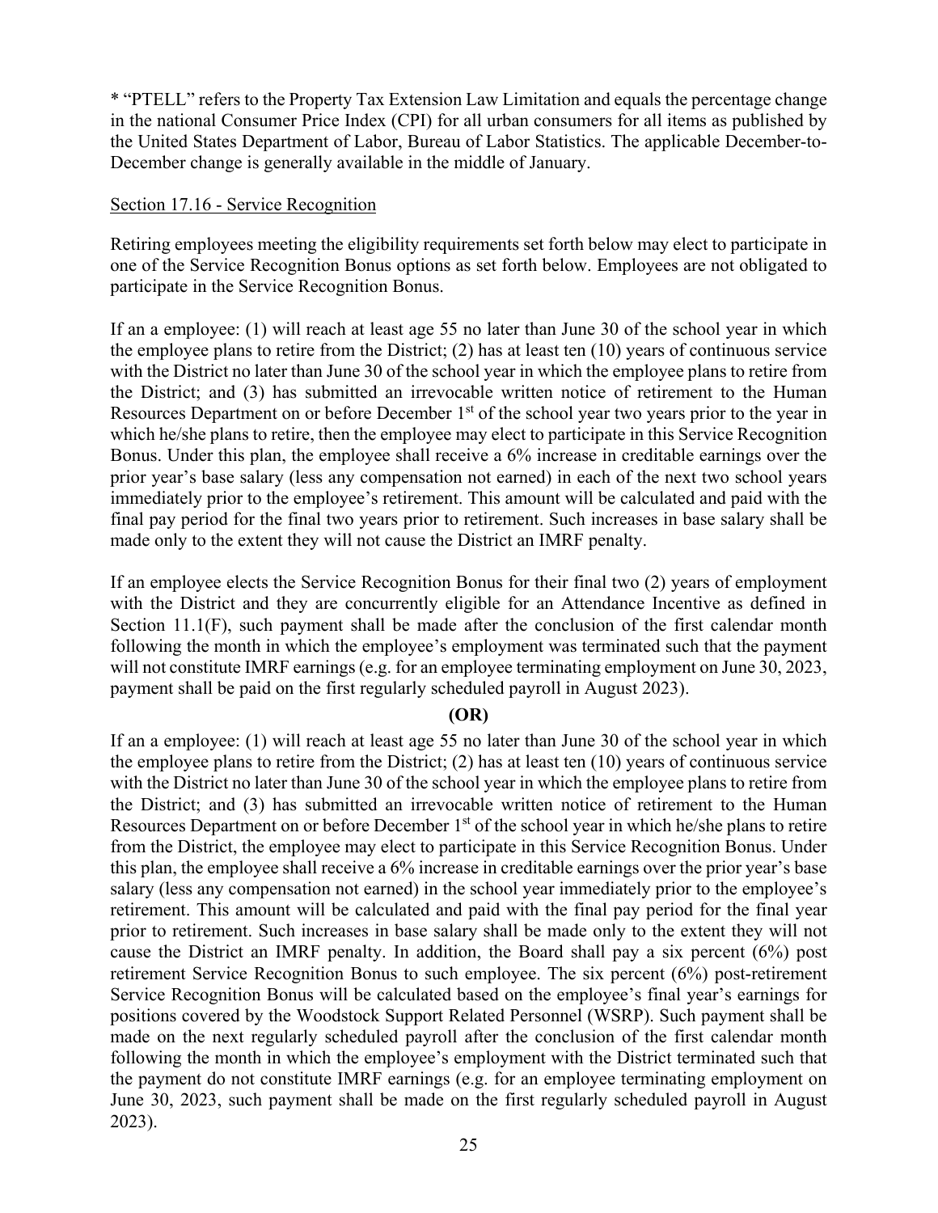* "PTELL" refers to the Property Tax Extension Law Limitation and equals the percentage change in the national Consumer Price Index (CPI) for all urban consumers for all items as published by the United States Department of Labor, Bureau of Labor Statistics. The applicable December-to-December change is generally available in the middle of January.

Section 17.16 - Service Recognition

Retiring employees meeting the eligibility requirements set forth below may elect to participate in one of the Service Recognition Bonus options as set forth below. Employees are not obligated to participate in the Service Recognition Bonus.

If an a employee: (1) will reach at least age 55 no later than June 30 of the school year in which the employee plans to retire from the District; (2) has at least ten (10) years of continuous service with the District no later than June 30 of the school year in which the employee plans to retire from the District; and (3) has submitted an irrevocable written notice of retirement to the Human Resources Department on or before December 1st of the school year two years prior to the year in which he/she plans to retire, then the employee may elect to participate in this Service Recognition Bonus. Under this plan, the employee shall receive a 6% increase in creditable earnings over the prior year's base salary (less any compensation not earned) in each of the next two school years immediately prior to the employee's retirement. This amount will be calculated and paid with the final pay period for the final two years prior to retirement. Such increases in base salary shall be made only to the extent they will not cause the District an IMRF penalty.

If an employee elects the Service Recognition Bonus for their final two (2) years of employment with the District and they are concurrently eligible for an Attendance Incentive as defined in Section 11.1(F), such payment shall be made after the conclusion of the first calendar month following the month in which the employee's employment was terminated such that the payment will not constitute IMRF earnings (e.g. for an employee terminating employment on June 30, 2023, payment shall be paid on the first regularly scheduled payroll in August 2023).

**(OR)**

If an a employee: (1) will reach at least age 55 no later than June 30 of the school year in which the employee plans to retire from the District; (2) has at least ten (10) years of continuous service with the District no later than June 30 of the school year in which the employee plans to retire from the District; and (3) has submitted an irrevocable written notice of retirement to the Human Resources Department on or before December 1st of the school year in which he/she plans to retire from the District, the employee may elect to participate in this Service Recognition Bonus. Under this plan, the employee shall receive a 6% increase in creditable earnings over the prior year's base salary (less any compensation not earned) in the school year immediately prior to the employee's retirement. This amount will be calculated and paid with the final pay period for the final year prior to retirement. Such increases in base salary shall be made only to the extent they will not cause the District an IMRF penalty. In addition, the Board shall pay a six percent (6%) post retirement Service Recognition Bonus to such employee. The six percent (6%) post-retirement Service Recognition Bonus will be calculated based on the employee's final year's earnings for positions covered by the Woodstock Support Related Personnel (WSRP). Such payment shall be made on the next regularly scheduled payroll after the conclusion of the first calendar month following the month in which the employee's employment with the District terminated such that the payment do not constitute IMRF earnings (e.g. for an employee terminating employment on June 30, 2023, such payment shall be made on the first regularly scheduled payroll in August 2023).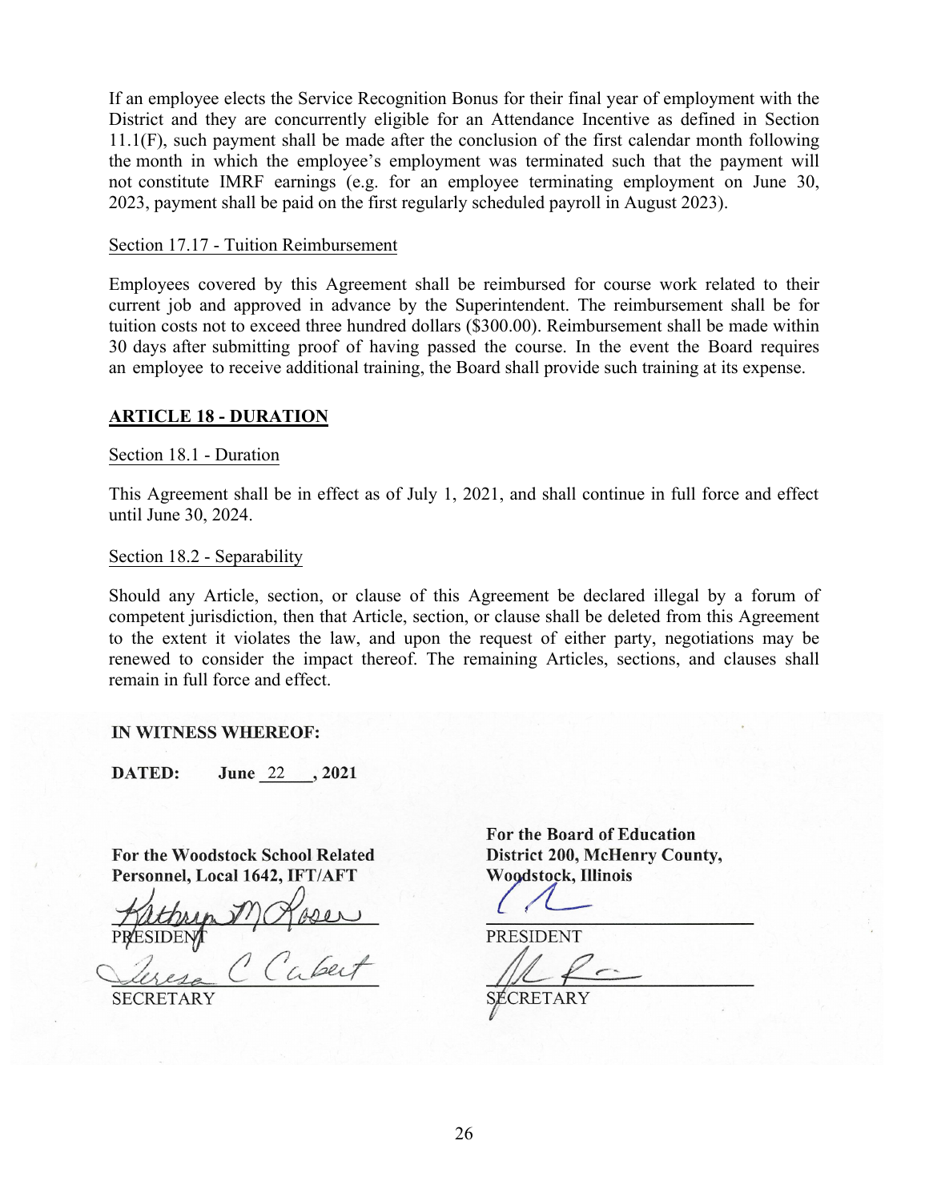If an employee elects the Service Recognition Bonus for their final year of employment with the District and they are concurrently eligible for an Attendance Incentive as defined in Section 11.1(F), such payment shall be made after the conclusion of the first calendar month following the month in which the employee's employment was terminated such that the payment will not constitute IMRF earnings (e.g. for an employee terminating employment on June 30, 2023, payment shall be paid on the first regularly scheduled payroll in August 2023).

Section 17.17 - Tuition Reimbursement

Employees covered by this Agreement shall be reimbursed for course work related to their current job and approved in advance by the Superintendent. The reimbursement shall be for tuition costs not to exceed three hundred dollars ($300.00). Reimbursement shall be made within 30 days after submitting proof of having passed the course. In the event the Board requires an employee to receive additional training, the Board shall provide such training at its expense.

## ARTICLE 18 - DURATION

Section 18.1 - Duration

This Agreement shall be in effect as of July 1, 2021, and shall continue in full force and effect until June 30, 2024.

Section 18.2 - Separability

Should any Article, section, or clause of this Agreement be declared illegal by a forum of competent jurisdiction, then that Article, section, or clause shall be deleted from this Agreement to the extent it violates the law, and upon the request of either party, negotiations may be renewed to consider the impact thereof. The remaining Articles, sections, and clauses shall remain in full force and effect.

**IN WITNESS WHEREOF:**

**DATED: June 22, 2021**

**For the Woodstock School Related Personnel, Local 1642, IFT/AFT**

Kathryn M Rosen

PRESIDENT

Teresa C Cabert

SECRETARY

**For the Board of Education District 200, McHenry County, Woodstock, Illinois**

PRESIDENT

SECRETARY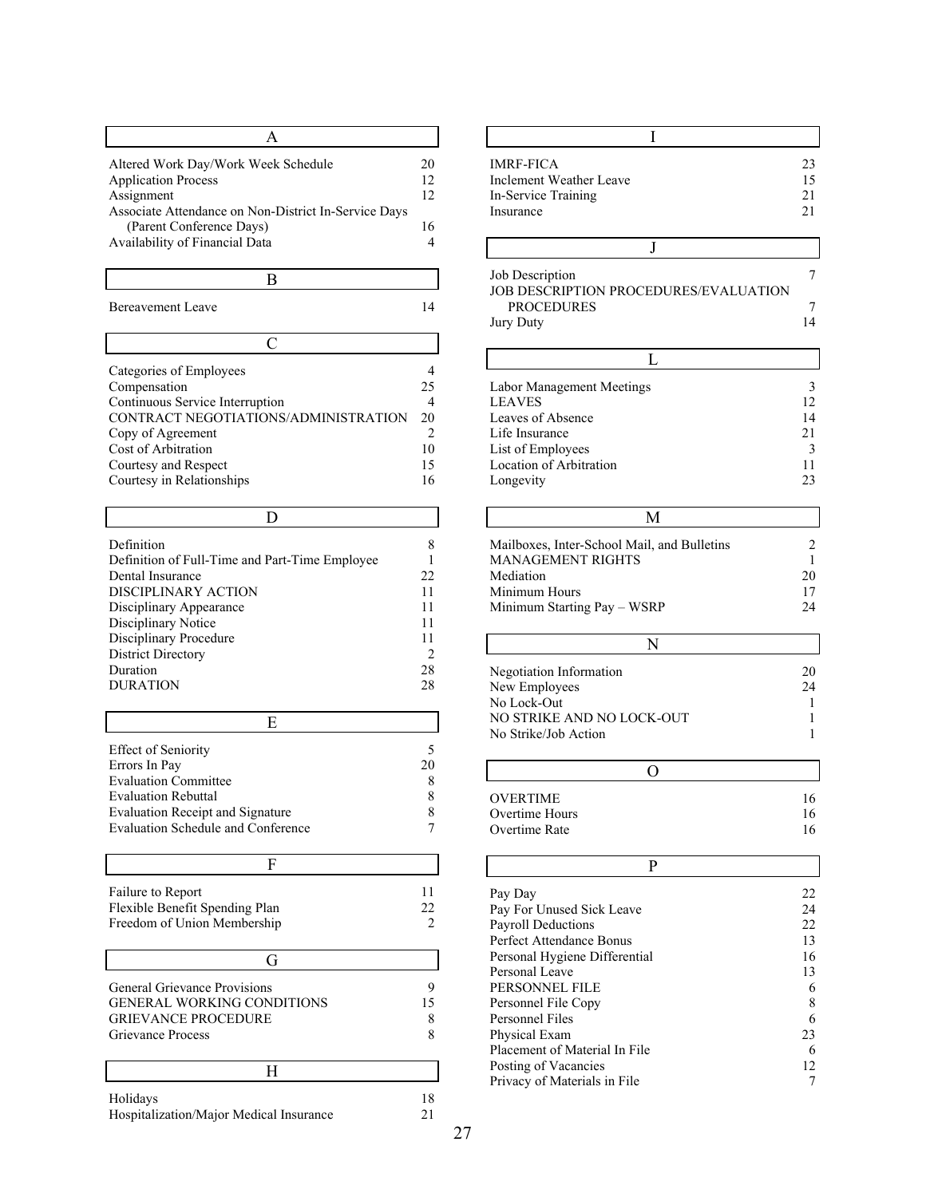## A

| | |
|---|---|
| Altered Work Day/Work Week Schedule | 20 |
| Application Process | 12 |
| Assignment | 12 |
| Associate Attendance on Non-District In-Service Days (Parent Conference Days) | 16 |
| Availability of Financial Data | 4 |

## B

| | |
|---|---|
| Bereavement Leave | 14 |

## C

| | |
|---|---|
| Categories of Employees | 4 |
| Compensation | 25 |
| Continuous Service Interruption | 4 |
| CONTRACT NEGOTIATIONS/ADMINISTRATION | 20 |
| Copy of Agreement | 2 |
| Cost of Arbitration | 10 |
| Courtesy and Respect | 15 |
| Courtesy in Relationships | 16 |

## D

| | |
|---|---|
| Definition | 8 |
| Definition of Full-Time and Part-Time Employee | 1 |
| Dental Insurance | 22 |
| DISCIPLINARY ACTION | 11 |
| Disciplinary Appearance | 11 |
| Disciplinary Notice | 11 |
| Disciplinary Procedure | 11 |
| District Directory | 2 |
| Duration | 28 |
| DURATION | 28 |

## E

| | |
|---|---|
| Effect of Seniority | 5 |
| Errors In Pay | 20 |
| Evaluation Committee | 8 |
| Evaluation Rebuttal | 8 |
| Evaluation Receipt and Signature | 8 |
| Evaluation Schedule and Conference | 7 |

## F

| | |
|---|---|
| Failure to Report | 11 |
| Flexible Benefit Spending Plan | 22 |
| Freedom of Union Membership | 2 |

## G

| | |
|---|---|
| General Grievance Provisions | 9 |
| GENERAL WORKING CONDITIONS | 15 |
| GRIEVANCE PROCEDURE | 8 |
| Grievance Process | 8 |

## H

| | |
|---|---|
| Holidays | 18 |
| Hospitalization/Major Medical Insurance | 21 |

## I

| | |
|---|---|
| IMRF-FICA | 23 |
| Inclement Weather Leave | 15 |
| In-Service Training | 21 |
| Insurance | 21 |

## J

| | |
|---|---|
| Job Description | 7 |
| JOB DESCRIPTION PROCEDURES/EVALUATION PROCEDURES | 7 |
| Jury Duty | 14 |

## L

| | |
|---|---|
| Labor Management Meetings | 3 |
| LEAVES | 12 |
| Leaves of Absence | 14 |
| Life Insurance | 21 |
| List of Employees | 3 |
| Location of Arbitration | 11 |
| Longevity | 23 |

## M

| | |
|---|---|
| Mailboxes, Inter-School Mail, and Bulletins | 2 |
| MANAGEMENT RIGHTS | 1 |
| Mediation | 20 |
| Minimum Hours | 17 |
| Minimum Starting Pay – WSRP | 24 |

## N

| | |
|---|---|
| Negotiation Information | 20 |
| New Employees | 24 |
| No Lock-Out | 1 |
| NO STRIKE AND NO LOCK-OUT | 1 |
| No Strike/Job Action | 1 |

## O

| | |
|---|---|
| OVERTIME | 16 |
| Overtime Hours | 16 |
| Overtime Rate | 16 |

## P

| | |
|---|---|
| Pay Day | 22 |
| Pay For Unused Sick Leave | 24 |
| Payroll Deductions | 22 |
| Perfect Attendance Bonus | 13 |
| Personal Hygiene Differential | 16 |
| Personal Leave | 13 |
| PERSONNEL FILE | 6 |
| Personnel File Copy | 8 |
| Personnel Files | 6 |
| Physical Exam | 23 |
| Placement of Material In File | 6 |
| Posting of Vacancies | 12 |
| Privacy of Materials in File | 7 |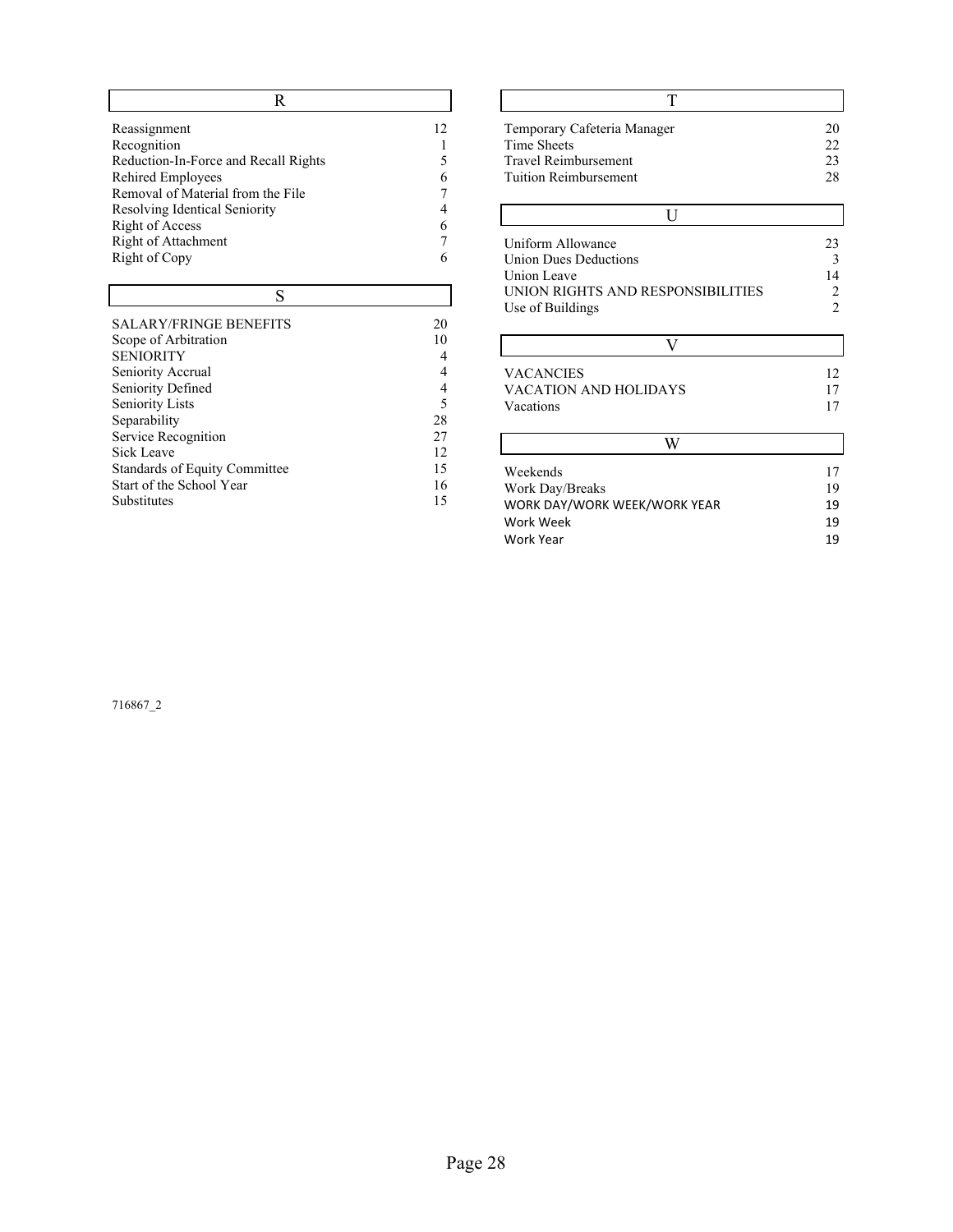## R

| | |
|---|---|
| Reassignment | 12 |
| Recognition | 1 |
| Reduction-In-Force and Recall Rights | 5 |
| Rehired Employees | 6 |
| Removal of Material from the File | 7 |
| Resolving Identical Seniority | 4 |
| Right of Access | 6 |
| Right of Attachment | 7 |
| Right of Copy | 6 |

## S

| | |
|---|---|
| SALARY/FRINGE BENEFITS | 20 |
| Scope of Arbitration | 10 |
| SENIORITY | 4 |
| Seniority Accrual | 4 |
| Seniority Defined | 4 |
| Seniority Lists | 5 |
| Separability | 28 |
| Service Recognition | 27 |
| Sick Leave | 12 |
| Standards of Equity Committee | 15 |
| Start of the School Year | 16 |
| Substitutes | 15 |

## T

| | |
|---|---|
| Temporary Cafeteria Manager | 20 |
| Time Sheets | 22 |
| Travel Reimbursement | 23 |
| Tuition Reimbursement | 28 |

## U

| | |
|---|---|
| Uniform Allowance | 23 |
| Union Dues Deductions | 3 |
| Union Leave | 14 |
| UNION RIGHTS AND RESPONSIBILITIES | 2 |
| Use of Buildings | 2 |

## V

| | |
|---|---|
| VACANCIES | 12 |
| VACATION AND HOLIDAYS | 17 |
| Vacations | 17 |

## W

| | |
|---|---|
| Weekends | 17 |
| Work Day/Breaks | 19 |
| WORK DAY/WORK WEEK/WORK YEAR | 19 |
| Work Week | 19 |
| Work Year | 19 |

716867_2